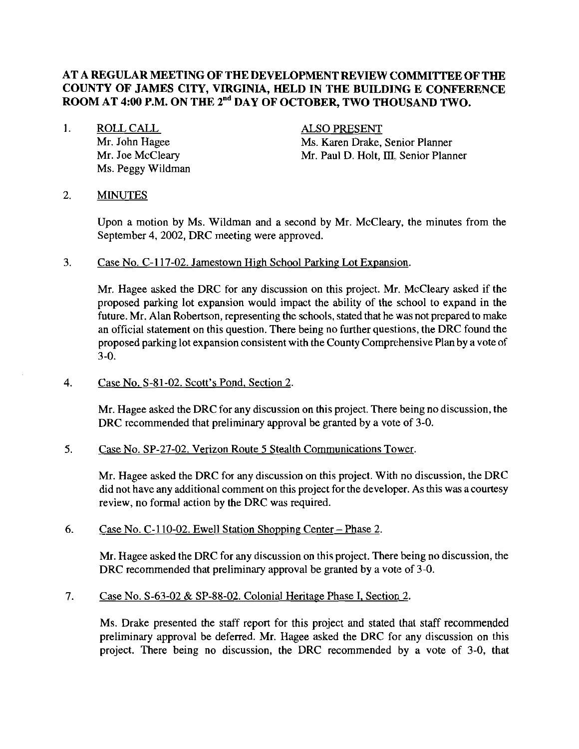**AT A REGULAR MEETING OF THE DEVELOPMENT REVIEW COMMITTEE OF THE COUNTY OF JAMES CITY, VIRGINIA, HELD IN THE BUILDING E CONFERENCE ROOM AT 4:00 P.M. ON THE 2nd DAY OF OCTOBER, TWO THOUSAND TWO.**

1. ROLL CALL

   Mr. John Hagee
   Mr. Joe McCleary
   Ms. Peggy Wildman

   ALSO PRESENT

   Ms. Karen Drake, Senior Planner
   Mr. Paul D. Holt, III, Senior Planner

2. MINUTES

   Upon a motion by Ms. Wildman and a second by Mr. McCleary, the minutes from the September 4, 2002, DRC meeting were approved.

3. Case No. C-117-02. Jamestown High School Parking Lot Expansion.

   Mr. Hagee asked the DRC for any discussion on this project. Mr. McCleary asked if the proposed parking lot expansion would impact the ability of the school to expand in the future. Mr. Alan Robertson, representing the schools, stated that he was not prepared to make an official statement on this question. There being no further questions, the DRC found the proposed parking lot expansion consistent with the County Comprehensive Plan by a vote of 3-0.

4. Case No. S-81-02. Scott's Pond, Section 2.

   Mr. Hagee asked the DRC for any discussion on this project. There being no discussion, the DRC recommended that preliminary approval be granted by a vote of 3-0.

5. Case No. SP-27-02. Verizon Route 5 Stealth Communications Tower.

   Mr. Hagee asked the DRC for any discussion on this project. With no discussion, the DRC did not have any additional comment on this project for the developer. As this was a courtesy review, no formal action by the DRC was required.

6. Case No. C-110-02. Ewell Station Shopping Center – Phase 2.

   Mr. Hagee asked the DRC for any discussion on this project. There being no discussion, the DRC recommended that preliminary approval be granted by a vote of 3-0.

7. Case No. S-63-02 & SP-88-02. Colonial Heritage Phase I, Section 2.

   Ms. Drake presented the staff report for this project and stated that staff recommended preliminary approval be deferred. Mr. Hagee asked the DRC for any discussion on this project. There being no discussion, the DRC recommended by a vote of 3-0, that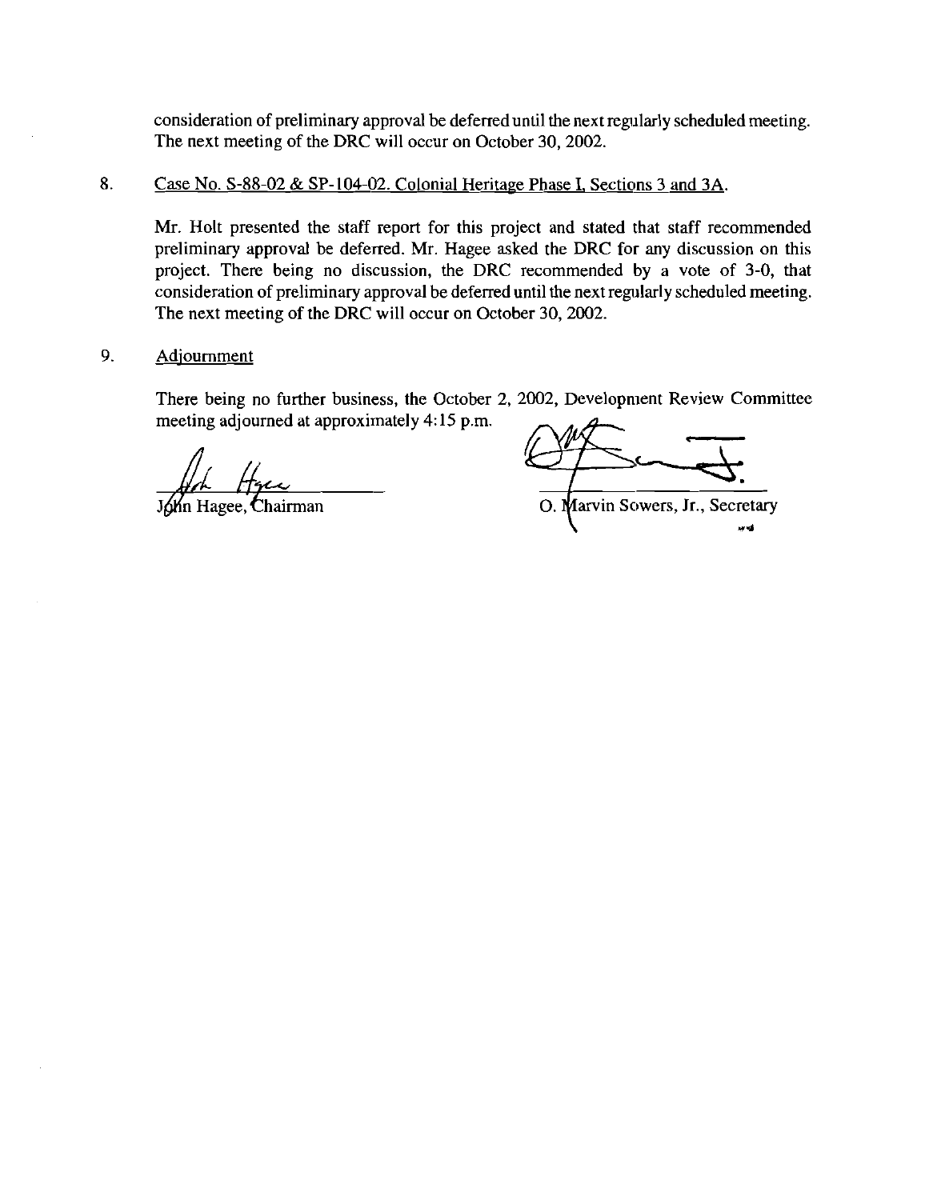consideration of preliminary approval be deferred until the next regularly scheduled meeting. The next meeting of the DRC will occur on October 30, 2002.

8. Case No. S-88-02 & SP-104-02. Colonial Heritage Phase I, Sections 3 and 3A.

   Mr. Holt presented the staff report for this project and stated that staff recommended preliminary approval be deferred. Mr. Hagee asked the DRC for any discussion on this project. There being no discussion, the DRC recommended by a vote of 3-0, that consideration of preliminary approval be deferred until the next regularly scheduled meeting. The next meeting of the DRC will occur on October 30, 2002.

9. Adjournment

   There being no further business, the October 2, 2002, Development Review Committee meeting adjourned at approximately 4:15 p.m.

John Hagee, Chairman

O. Marvin Sowers, Jr., Secretary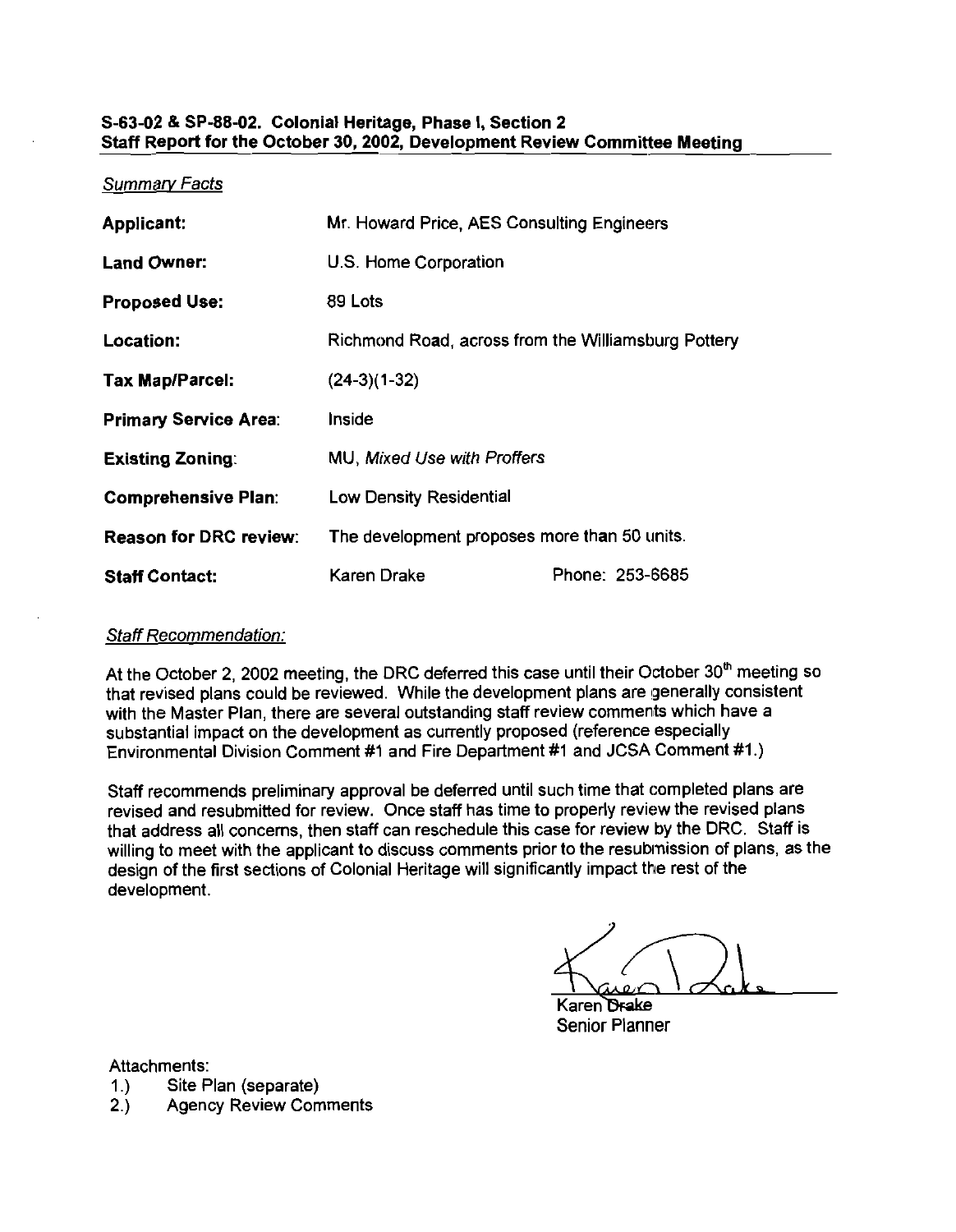**S-63-02 & SP-88-02. Colonial Heritage, Phase I, Section 2**
**Staff Report for the October 30, 2002, Development Review Committee Meeting**

*Summary Facts*

| | | |
|---|---|---|
| **Applicant:** | Mr. Howard Price, AES Consulting Engineers | |
| **Land Owner:** | U.S. Home Corporation | |
| **Proposed Use:** | 89 Lots | |
| **Location:** | Richmond Road, across from the Williamsburg Pottery | |
| **Tax Map/Parcel:** | (24-3)(1-32) | |
| **Primary Service Area:** | Inside | |
| **Existing Zoning:** | MU, *Mixed Use with Proffers* | |
| **Comprehensive Plan:** | Low Density Residential | |
| **Reason for DRC review:** | The development proposes more than 50 units. | |
| **Staff Contact:** | Karen Drake | Phone: 253-6685 |

*Staff Recommendation:*

At the October 2, 2002 meeting, the DRC deferred this case until their October 30th meeting so that revised plans could be reviewed. While the development plans are generally consistent with the Master Plan, there are several outstanding staff review comments which have a substantial impact on the development as currently proposed (reference especially Environmental Division Comment #1 and Fire Department #1 and JCSA Comment #1.)

Staff recommends preliminary approval be deferred until such time that completed plans are revised and resubmitted for review. Once staff has time to properly review the revised plans that address all concerns, then staff can reschedule this case for review by the DRC. Staff is willing to meet with the applicant to discuss comments prior to the resubmission of plans, as the design of the first sections of Colonial Heritage will significantly impact the rest of the development.

Karen Drake
Senior Planner

Attachments:
1.) Site Plan (separate)
2.) Agency Review Comments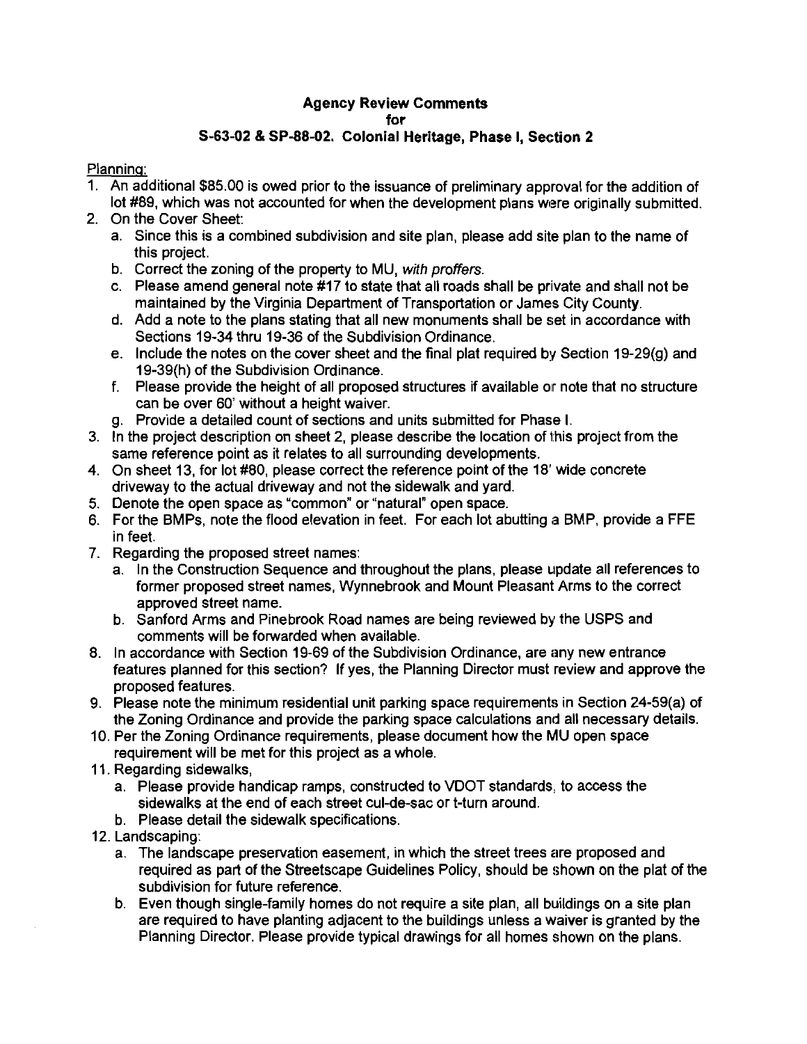**Agency Review Comments**
**for**
**S-63-02 & SP-88-02. Colonial Heritage, Phase I, Section 2**

Planning:

1. An additional $85.00 is owed prior to the issuance of preliminary approval for the addition of lot #89, which was not accounted for when the development plans were originally submitted.
2. On the Cover Sheet:
   a. Since this is a combined subdivision and site plan, please add site plan to the name of this project.
   b. Correct the zoning of the property to MU, *with proffers.*
   c. Please amend general note #17 to state that all roads shall be private and shall not be maintained by the Virginia Department of Transportation or James City County.
   d. Add a note to the plans stating that all new monuments shall be set in accordance with Sections 19-34 thru 19-36 of the Subdivision Ordinance.
   e. Include the notes on the cover sheet and the final plat required by Section 19-29(g) and 19-39(h) of the Subdivision Ordinance.
   f. Please provide the height of all proposed structures if available or note that no structure can be over 60' without a height waiver.
   g. Provide a detailed count of sections and units submitted for Phase I.
3. In the project description on sheet 2, please describe the location of this project from the same reference point as it relates to all surrounding developments.
4. On sheet 13, for lot #80, please correct the reference point of the 18' wide concrete driveway to the actual driveway and not the sidewalk and yard.
5. Denote the open space as "common" or "natural" open space.
6. For the BMPs, note the flood elevation in feet. For each lot abutting a BMP, provide a FFE in feet.
7. Regarding the proposed street names:
   a. In the Construction Sequence and throughout the plans, please update all references to former proposed street names, Wynnebrook and Mount Pleasant Arms to the correct approved street name.
   b. Sanford Arms and Pinebrook Road names are being reviewed by the USPS and comments will be forwarded when available.
8. In accordance with Section 19-69 of the Subdivision Ordinance, are any new entrance features planned for this section? If yes, the Planning Director must review and approve the proposed features.
9. Please note the minimum residential unit parking space requirements in Section 24-59(a) of the Zoning Ordinance and provide the parking space calculations and all necessary details.
10. Per the Zoning Ordinance requirements, please document how the MU open space requirement will be met for this project as a whole.
11. Regarding sidewalks,
    a. Please provide handicap ramps, constructed to VDOT standards, to access the sidewalks at the end of each street cul-de-sac or t-turn around.
    b. Please detail the sidewalk specifications.
12. Landscaping:
    a. The landscape preservation easement, in which the street trees are proposed and required as part of the Streetscape Guidelines Policy, should be shown on the plat of the subdivision for future reference.
    b. Even though single-family homes do not require a site plan, all buildings on a site plan are required to have planting adjacent to the buildings unless a waiver is granted by the Planning Director. Please provide typical drawings for all homes shown on the plans.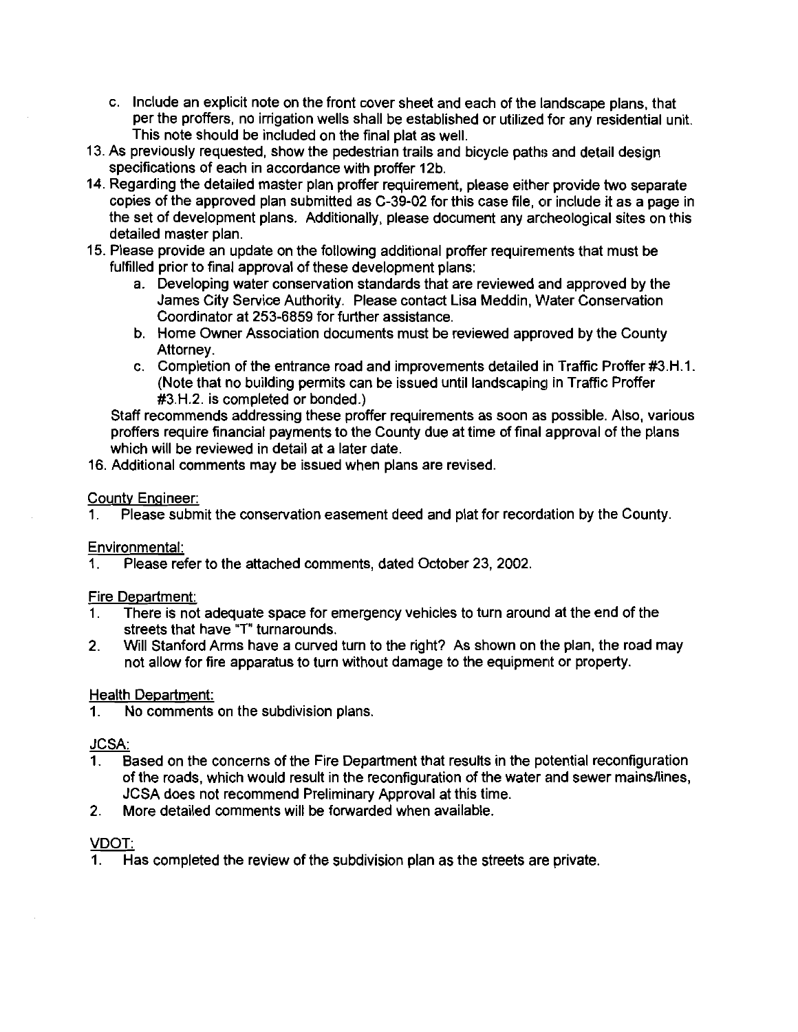c. Include an explicit note on the front cover sheet and each of the landscape plans, that per the proffers, no irrigation wells shall be established or utilized for any residential unit. This note should be included on the final plat as well.

13. As previously requested, show the pedestrian trails and bicycle paths and detail design specifications of each in accordance with proffer 12b.
14. Regarding the detailed master plan proffer requirement, please either provide two separate copies of the approved plan submitted as C-39-02 for this case file, or include it as a page in the set of development plans. Additionally, please document any archeological sites on this detailed master plan.
15. Please provide an update on the following additional proffer requirements that must be fulfilled prior to final approval of these development plans:
    a. Developing water conservation standards that are reviewed and approved by the James City Service Authority. Please contact Lisa Meddin, Water Conservation Coordinator at 253-6859 for further assistance.
    b. Home Owner Association documents must be reviewed approved by the County Attorney.
    c. Completion of the entrance road and improvements detailed in Traffic Proffer #3.H.1. (Note that no building permits can be issued until landscaping in Traffic Proffer #3.H.2. is completed or bonded.)

    Staff recommends addressing these proffer requirements as soon as possible. Also, various proffers require financial payments to the County due at time of final approval of the plans which will be reviewed in detail at a later date.
16. Additional comments may be issued when plans are revised.

County Engineer:

1. Please submit the conservation easement deed and plat for recordation by the County.

Environmental:

1. Please refer to the attached comments, dated October 23, 2002.

Fire Department:

1. There is not adequate space for emergency vehicles to turn around at the end of the streets that have "T" turnarounds.
2. Will Stanford Arms have a curved turn to the right? As shown on the plan, the road may not allow for fire apparatus to turn without damage to the equipment or property.

Health Department:

1. No comments on the subdivision plans.

JCSA:

1. Based on the concerns of the Fire Department that results in the potential reconfiguration of the roads, which would result in the reconfiguration of the water and sewer mains/lines, JCSA does not recommend Preliminary Approval at this time.
2. More detailed comments will be forwarded when available.

VDOT:

1. Has completed the review of the subdivision plan as the streets are private.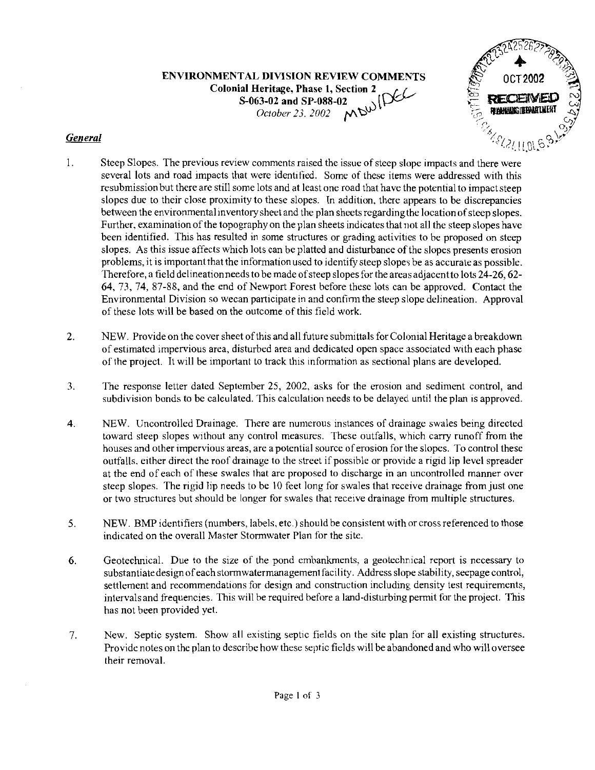**ENVIRONMENTAL DIVISION REVIEW COMMENTS**
**Colonial Heritage, Phase 1, Section 2**
**S-063-02 and SP-088-02**
*October 23, 2002*

### *General*

1. Steep Slopes. The previous review comments raised the issue of steep slope impacts and there were several lots and road impacts that were identified. Some of these items were addressed with this resubmission but there are still some lots and at least one road that have the potential to impact steep slopes due to their close proximity to these slopes. In addition, there appears to be discrepancies between the environmental inventory sheet and the plan sheets regarding the location of steep slopes. Further, examination of the topography on the plan sheets indicates that not all the steep slopes have been identified. This has resulted in some structures or grading activities to be proposed on steep slopes. As this issue affects which lots can be platted and disturbance of the slopes presents erosion problems, it is important that the information used to identify steep slopes be as accurate as possible. Therefore, a field delineation needs to be made of steep slopes for the areas adjacent to lots 24-26, 62-64, 73, 74, 87-88, and the end of Newport Forest before these lots can be approved. Contact the Environmental Division so wecan participate in and confirm the steep slope delineation. Approval of these lots will be based on the outcome of this field work.

2. NEW. Provide on the cover sheet of this and all future submittals for Colonial Heritage a breakdown of estimated impervious area, disturbed area and dedicated open space associated with each phase of the project. It will be important to track this information as sectional plans are developed.

3. The response letter dated September 25, 2002, asks for the erosion and sediment control, and subdivision bonds to be calculated. This calculation needs to be delayed until the plan is approved.

4. NEW. Uncontrolled Drainage. There are numerous instances of drainage swales being directed toward steep slopes without any control measures. These outfalls, which carry runoff from the houses and other impervious areas, are a potential source of erosion for the slopes. To control these outfalls, either direct the roof drainage to the street if possible or provide a rigid lip level spreader at the end of each of these swales that are proposed to discharge in an uncontrolled manner over steep slopes. The rigid lip needs to be 10 feet long for swales that receive drainage from just one or two structures but should be longer for swales that receive drainage from multiple structures.

5. NEW. BMP identifiers (numbers, labels, etc.) should be consistent with or cross referenced to those indicated on the overall Master Stormwater Plan for the site.

6. Geotechnical. Due to the size of the pond embankments, a geotechnical report is necessary to substantiate design of each stormwater management facility. Address slope stability, seepage control, settlement and recommendations for design and construction including density test requirements, intervals and frequencies. This will be required before a land-disturbing permit for the project. This has not been provided yet.

7. New. Septic system. Show all existing septic fields on the site plan for all existing structures. Provide notes on the plan to describe how these septic fields will be abandoned and who will oversee their removal.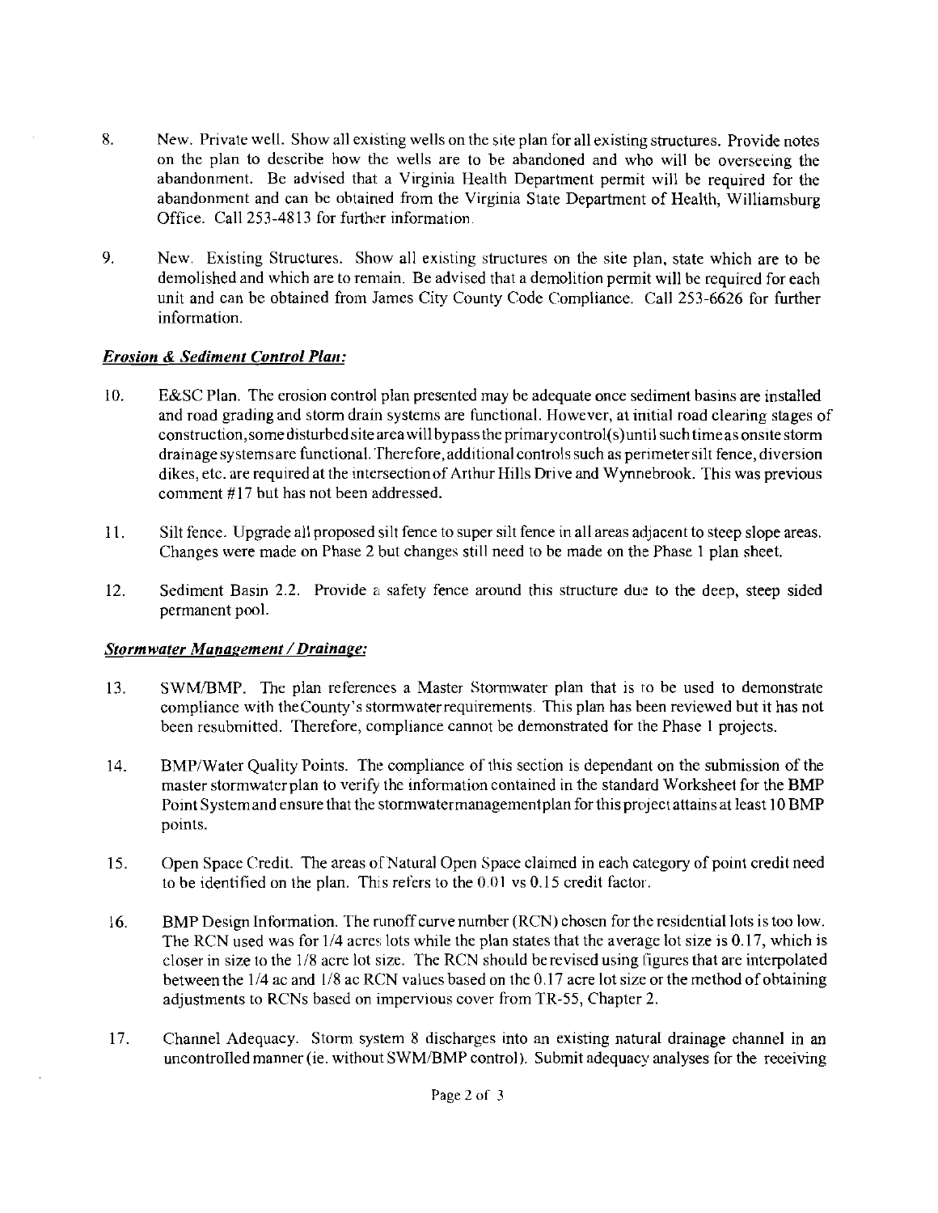8. New. Private well. Show all existing wells on the site plan for all existing structures. Provide notes on the plan to describe how the wells are to be abandoned and who will be overseeing the abandonment. Be advised that a Virginia Health Department permit will be required for the abandonment and can be obtained from the Virginia State Department of Health, Williamsburg Office. Call 253-4813 for further information.

9. New. Existing Structures. Show all existing structures on the site plan, state which are to be demolished and which are to remain. Be advised that a demolition permit will be required for each unit and can be obtained from James City County Code Compliance. Call 253-6626 for further information.

***Erosion & Sediment Control Plan:***

10. E&SC Plan. The erosion control plan presented may be adequate once sediment basins are installed and road grading and storm drain systems are functional. However, at initial road clearing stages of construction, some disturbed site area will bypass the primary control(s) until such time as onsite storm drainage systems are functional. Therefore, additional controls such as perimeter silt fence, diversion dikes, etc. are required at the intersection of Arthur Hills Drive and Wynnebrook. This was previous comment #17 but has not been addressed.

11. Silt fence. Upgrade all proposed silt fence to super silt fence in all areas adjacent to steep slope areas. Changes were made on Phase 2 but changes still need to be made on the Phase 1 plan sheet.

12. Sediment Basin 2.2. Provide a safety fence around this structure due to the deep, steep sided permanent pool.

***Stormwater Management / Drainage:***

13. SWM/BMP. The plan references a Master Stormwater plan that is to be used to demonstrate compliance with the County's stormwater requirements. This plan has been reviewed but it has not been resubmitted. Therefore, compliance cannot be demonstrated for the Phase 1 projects.

14. BMP/Water Quality Points. The compliance of this section is dependant on the submission of the master stormwater plan to verify the information contained in the standard Worksheet for the BMP Point System and ensure that the stormwater management plan for this project attains at least 10 BMP points.

15. Open Space Credit. The areas of Natural Open Space claimed in each category of point credit need to be identified on the plan. This refers to the 0.01 vs 0.15 credit factor.

16. BMP Design Information. The runoff curve number (RCN) chosen for the residential lots is too low. The RCN used was for 1/4 acres lots while the plan states that the average lot size is 0.17, which is closer in size to the 1/8 acre lot size. The RCN should be revised using figures that are interpolated between the 1/4 ac and 1/8 ac RCN values based on the 0.17 acre lot size or the method of obtaining adjustments to RCNs based on impervious cover from TR-55, Chapter 2.

17. Channel Adequacy. Storm system 8 discharges into an existing natural drainage channel in an uncontrolled manner (ie. without SWM/BMP control). Submit adequacy analyses for the receiving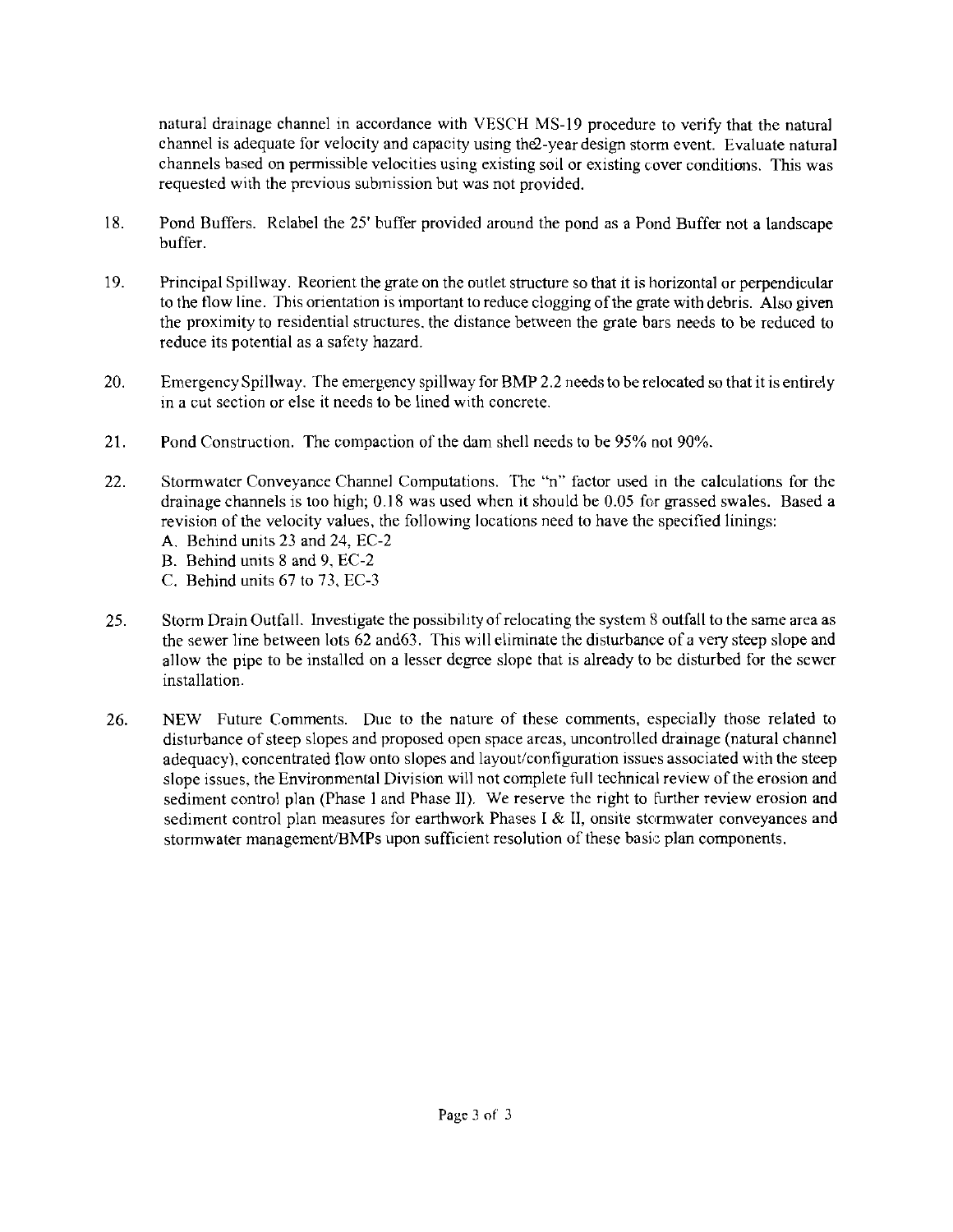natural drainage channel in accordance with VESCH MS-19 procedure to verify that the natural channel is adequate for velocity and capacity using the2-year design storm event. Evaluate natural channels based on permissible velocities using existing soil or existing cover conditions. This was requested with the previous submission but was not provided.

18. Pond Buffers. Relabel the 25' buffer provided around the pond as a Pond Buffer not a landscape buffer.

19. Principal Spillway. Reorient the grate on the outlet structure so that it is horizontal or perpendicular to the flow line. This orientation is important to reduce clogging of the grate with debris. Also given the proximity to residential structures, the distance between the grate bars needs to be reduced to reduce its potential as a safety hazard.

20. Emergency Spillway. The emergency spillway for BMP 2.2 needs to be relocated so that it is entirely in a cut section or else it needs to be lined with concrete.

21. Pond Construction. The compaction of the dam shell needs to be 95% not 90%.

22. Stormwater Conveyance Channel Computations. The "n" factor used in the calculations for the drainage channels is too high; 0.18 was used when it should be 0.05 for grassed swales. Based a revision of the velocity values, the following locations need to have the specified linings:
    A. Behind units 23 and 24, EC-2
    B. Behind units 8 and 9, EC-2
    C. Behind units 67 to 73, EC-3

25. Storm Drain Outfall. Investigate the possibility of relocating the system 8 outfall to the same area as the sewer line between lots 62 and63. This will eliminate the disturbance of a very steep slope and allow the pipe to be installed on a lesser degree slope that is already to be disturbed for the sewer installation.

26. NEW Future Comments. Due to the nature of these comments, especially those related to disturbance of steep slopes and proposed open space areas, uncontrolled drainage (natural channel adequacy), concentrated flow onto slopes and layout/configuration issues associated with the steep slope issues, the Environmental Division will not complete full technical review of the erosion and sediment control plan (Phase I and Phase II). We reserve the right to further review erosion and sediment control plan measures for earthwork Phases I & II, onsite stormwater conveyances and stormwater management/BMPs upon sufficient resolution of these basic plan components.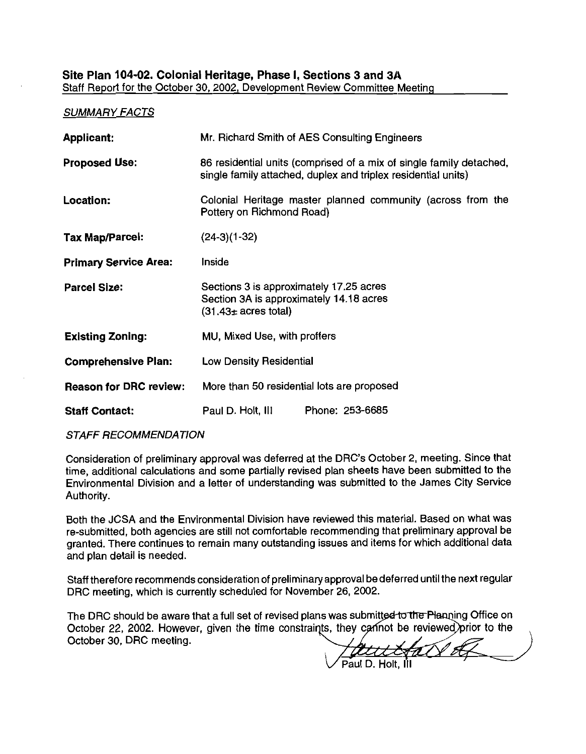## Site Plan 104-02. Colonial Heritage, Phase I, Sections 3 and 3A

Staff Report for the October 30, 2002, Development Review Committee Meeting

*SUMMARY FACTS*

| | |
|---|---|
| **Applicant:** | Mr. Richard Smith of AES Consulting Engineers |
| **Proposed Use:** | 86 residential units (comprised of a mix of single family detached, single family attached, duplex and triplex residential units) |
| **Location:** | Colonial Heritage master planned community (across from the Pottery on Richmond Road) |
| **Tax Map/Parcel:** | (24-3)(1-32) |
| **Primary Service Area:** | Inside |
| **Parcel Size:** | Sections 3 is approximately 17.25 acres<br>Section 3A is approximately 14.18 acres<br>(31.43± acres total) |
| **Existing Zoning:** | MU, Mixed Use, with proffers |
| **Comprehensive Plan:** | Low Density Residential |
| **Reason for DRC review:** | More than 50 residential lots are proposed |
| **Staff Contact:** | Paul D. Holt, III Phone: 253-6685 |

*STAFF RECOMMENDATION*

Consideration of preliminary approval was deferred at the DRC's October 2, meeting. Since that time, additional calculations and some partially revised plan sheets have been submitted to the Environmental Division and a letter of understanding was submitted to the James City Service Authority.

Both the JCSA and the Environmental Division have reviewed this material. Based on what was re-submitted, both agencies are still not comfortable recommending that preliminary approval be granted. There continues to remain many outstanding issues and items for which additional data and plan detail is needed.

Staff therefore recommends consideration of preliminary approval be deferred until the next regular DRC meeting, which is currently scheduled for November 26, 2002.

The DRC should be aware that a full set of revised plans was submitted to the Planning Office on October 22, 2002. However, given the time constraints, they cannot be reviewed prior to the October 30, DRC meeting.

Paul D. Holt, III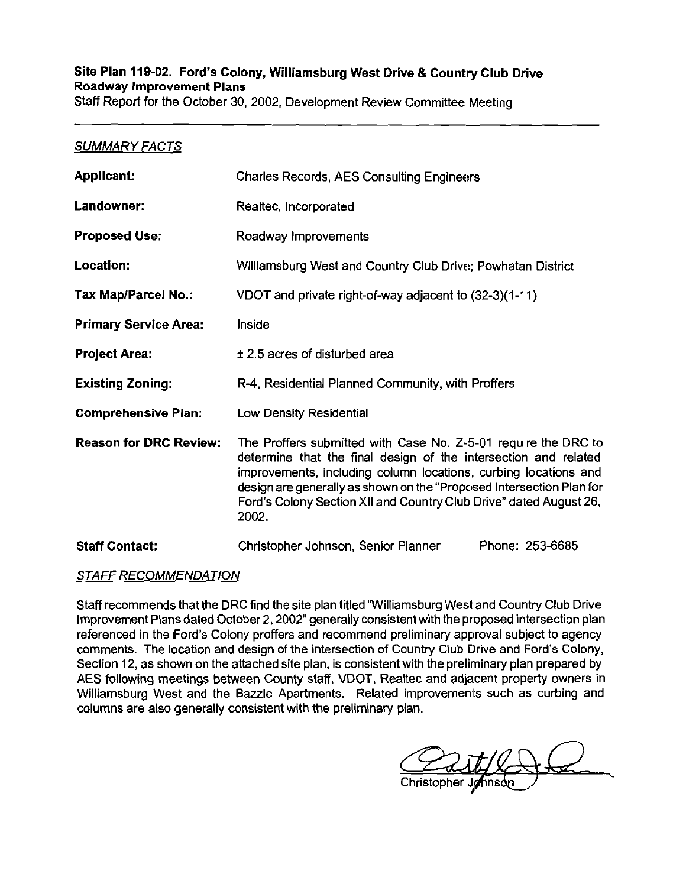**Site Plan 119-02. Ford's Colony, Williamsburg West Drive & Country Club Drive Roadway Improvement Plans**

Staff Report for the October 30, 2002, Development Review Committee Meeting

---

*SUMMARY FACTS*

| | |
|---|---|
| **Applicant:** | Charles Records, AES Consulting Engineers |
| **Landowner:** | Realtec, Incorporated |
| **Proposed Use:** | Roadway Improvements |
| **Location:** | Williamsburg West and Country Club Drive; Powhatan District |
| **Tax Map/Parcel No.:** | VDOT and private right-of-way adjacent to (32-3)(1-11) |
| **Primary Service Area:** | Inside |
| **Project Area:** | ± 2.5 acres of disturbed area |
| **Existing Zoning:** | R-4, Residential Planned Community, with Proffers |
| **Comprehensive Plan:** | Low Density Residential |
| **Reason for DRC Review:** | The Proffers submitted with Case No. Z-5-01 require the DRC to determine that the final design of the intersection and related improvements, including column locations, curbing locations and design are generally as shown on the "Proposed Intersection Plan for Ford's Colony Section XII and Country Club Drive" dated August 26, 2002. |
| **Staff Contact:** | Christopher Johnson, Senior Planner     Phone: 253-6685 |

*STAFF RECOMMENDATION*

Staff recommends that the DRC find the site plan titled "Williamsburg West and Country Club Drive Improvement Plans dated October 2, 2002" generally consistent with the proposed intersection plan referenced in the Ford's Colony proffers and recommend preliminary approval subject to agency comments. The location and design of the intersection of Country Club Drive and Ford's Colony, Section 12, as shown on the attached site plan, is consistent with the preliminary plan prepared by AES following meetings between County staff, VDOT, Realtec and adjacent property owners in Williamsburg West and the Bazzle Apartments. Related improvements such as curbing and columns are also generally consistent with the preliminary plan.

Christopher Johnson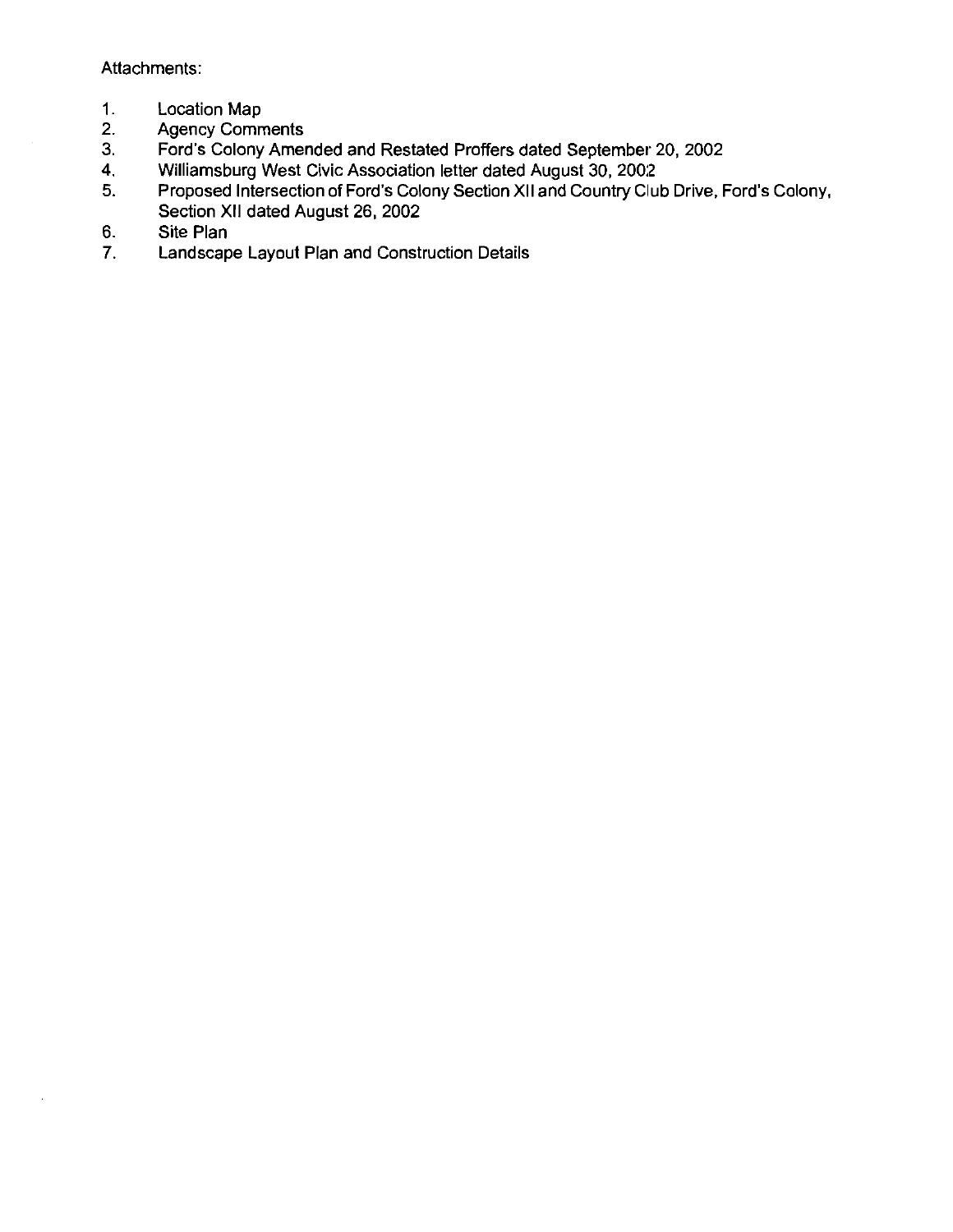Attachments:

1. Location Map
2. Agency Comments
3. Ford's Colony Amended and Restated Proffers dated September 20, 2002
4. Williamsburg West Civic Association letter dated August 30, 2002
5. Proposed Intersection of Ford's Colony Section XII and Country Club Drive, Ford's Colony, Section XII dated August 26, 2002
6. Site Plan
7. Landscape Layout Plan and Construction Details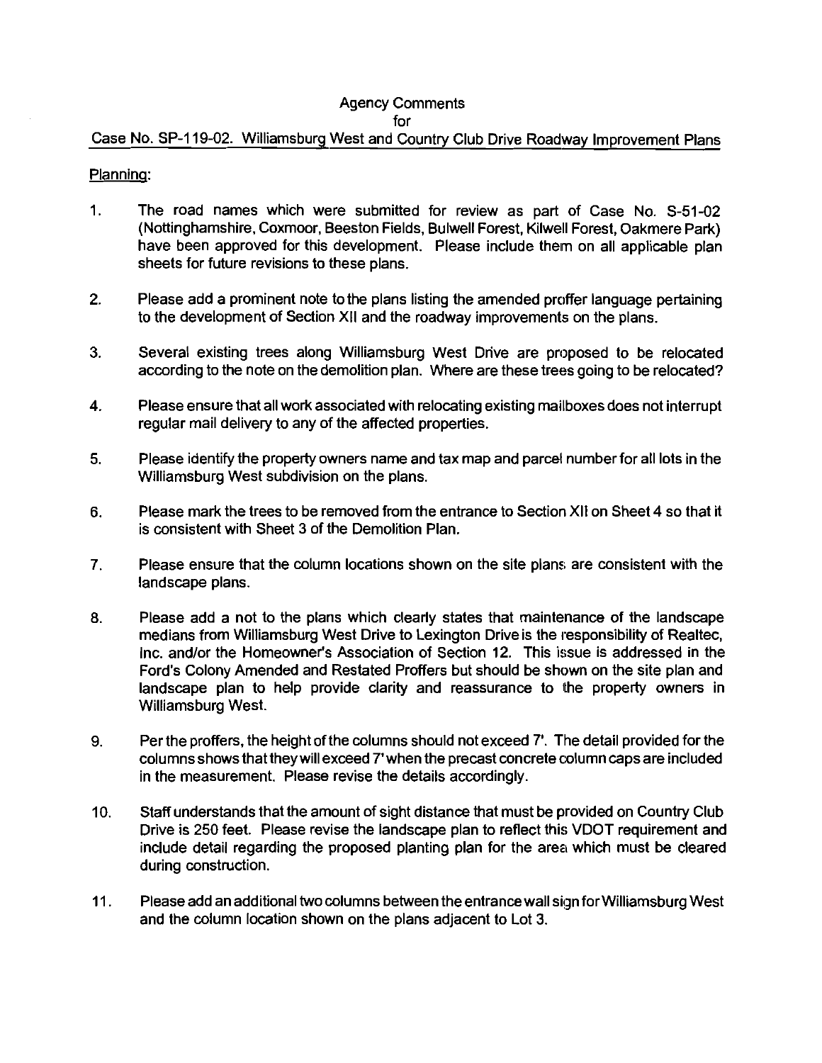Agency Comments

for

Case No. SP-119-02. Williamsburg West and Country Club Drive Roadway Improvement Plans

Planning:

1. The road names which were submitted for review as part of Case No. S-51-02 (Nottinghamshire, Coxmoor, Beeston Fields, Bulwell Forest, Kilwell Forest, Oakmere Park) have been approved for this development. Please include them on all applicable plan sheets for future revisions to these plans.

2. Please add a prominent note to the plans listing the amended proffer language pertaining to the development of Section XII and the roadway improvements on the plans.

3. Several existing trees along Williamsburg West Drive are proposed to be relocated according to the note on the demolition plan. Where are these trees going to be relocated?

4. Please ensure that all work associated with relocating existing mailboxes does not interrupt regular mail delivery to any of the affected properties.

5. Please identify the property owners name and tax map and parcel number for all lots in the Williamsburg West subdivision on the plans.

6. Please mark the trees to be removed from the entrance to Section XII on Sheet 4 so that it is consistent with Sheet 3 of the Demolition Plan.

7. Please ensure that the column locations shown on the site plans are consistent with the landscape plans.

8. Please add a not to the plans which clearly states that maintenance of the landscape medians from Williamsburg West Drive to Lexington Drive is the responsibility of Realtec, Inc. and/or the Homeowner's Association of Section 12. This issue is addressed in the Ford's Colony Amended and Restated Proffers but should be shown on the site plan and landscape plan to help provide clarity and reassurance to the property owners in Williamsburg West.

9. Per the proffers, the height of the columns should not exceed 7'. The detail provided for the columns shows that they will exceed 7' when the precast concrete column caps are included in the measurement. Please revise the details accordingly.

10. Staff understands that the amount of sight distance that must be provided on Country Club Drive is 250 feet. Please revise the landscape plan to reflect this VDOT requirement and include detail regarding the proposed planting plan for the area which must be cleared during construction.

11. Please add an additional two columns between the entrance wall sign for Williamsburg West and the column location shown on the plans adjacent to Lot 3.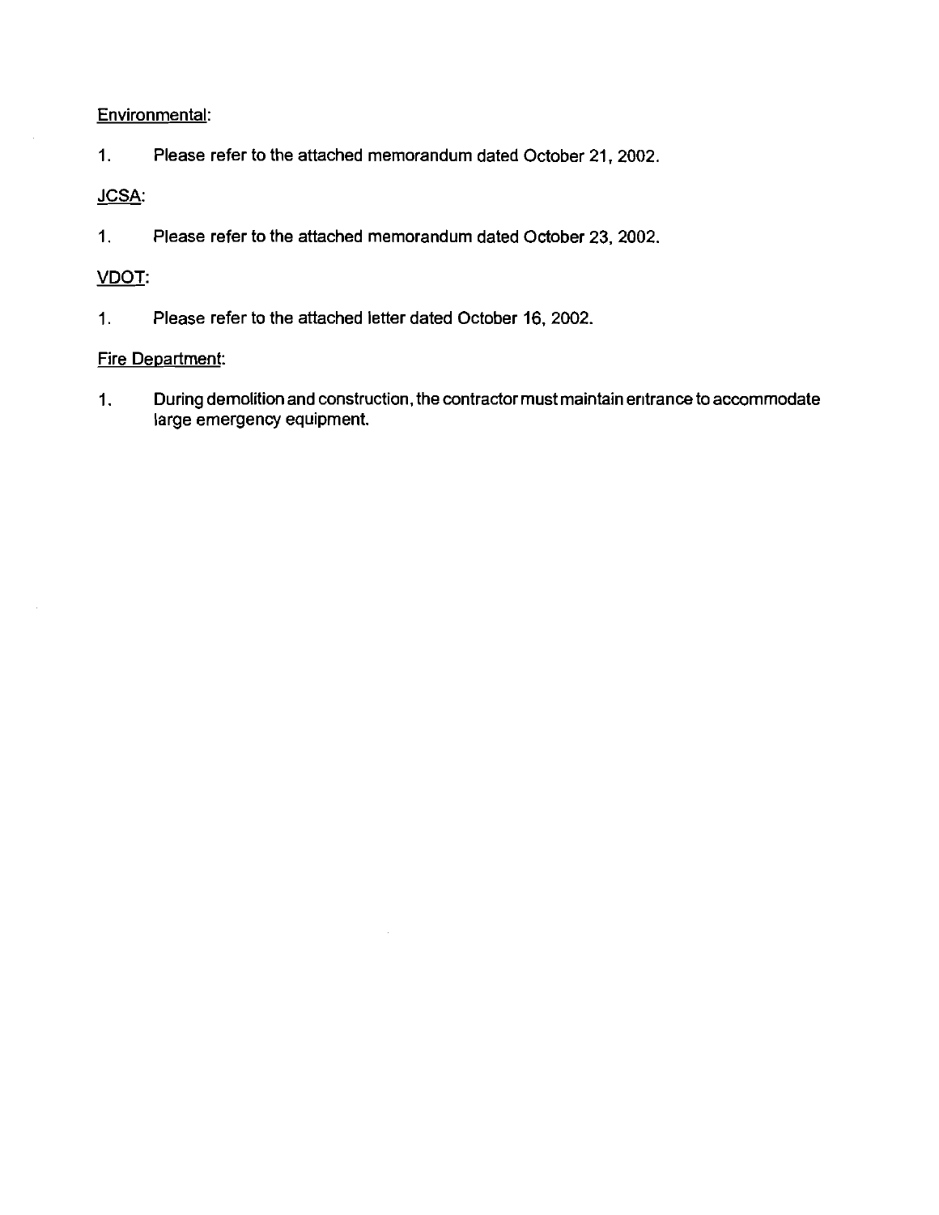Environmental:

1. Please refer to the attached memorandum dated October 21, 2002.

JCSA:

1. Please refer to the attached memorandum dated October 23, 2002.

VDOT:

1. Please refer to the attached letter dated October 16, 2002.

Fire Department:

1. During demolition and construction, the contractor must maintain entrance to accommodate large emergency equipment.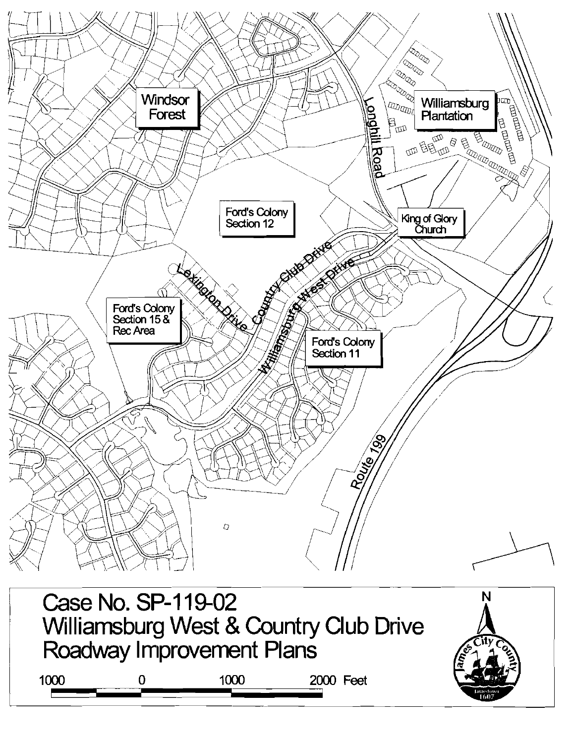Windsor Forest

Williamsburg Plantation

Longhill Road

Ford's Colony Section 12

King of Glory Church

Lexington Drive

Country Club Drive

Williamsburg West Drive

Ford's Colony Section 15 & Rec Area

Ford's Colony Section 11

Route 199

# Case No. SP-119-02
# Williamsburg West & Country Club Drive Roadway Improvement Plans

1000 0 1000 2000 Feet

N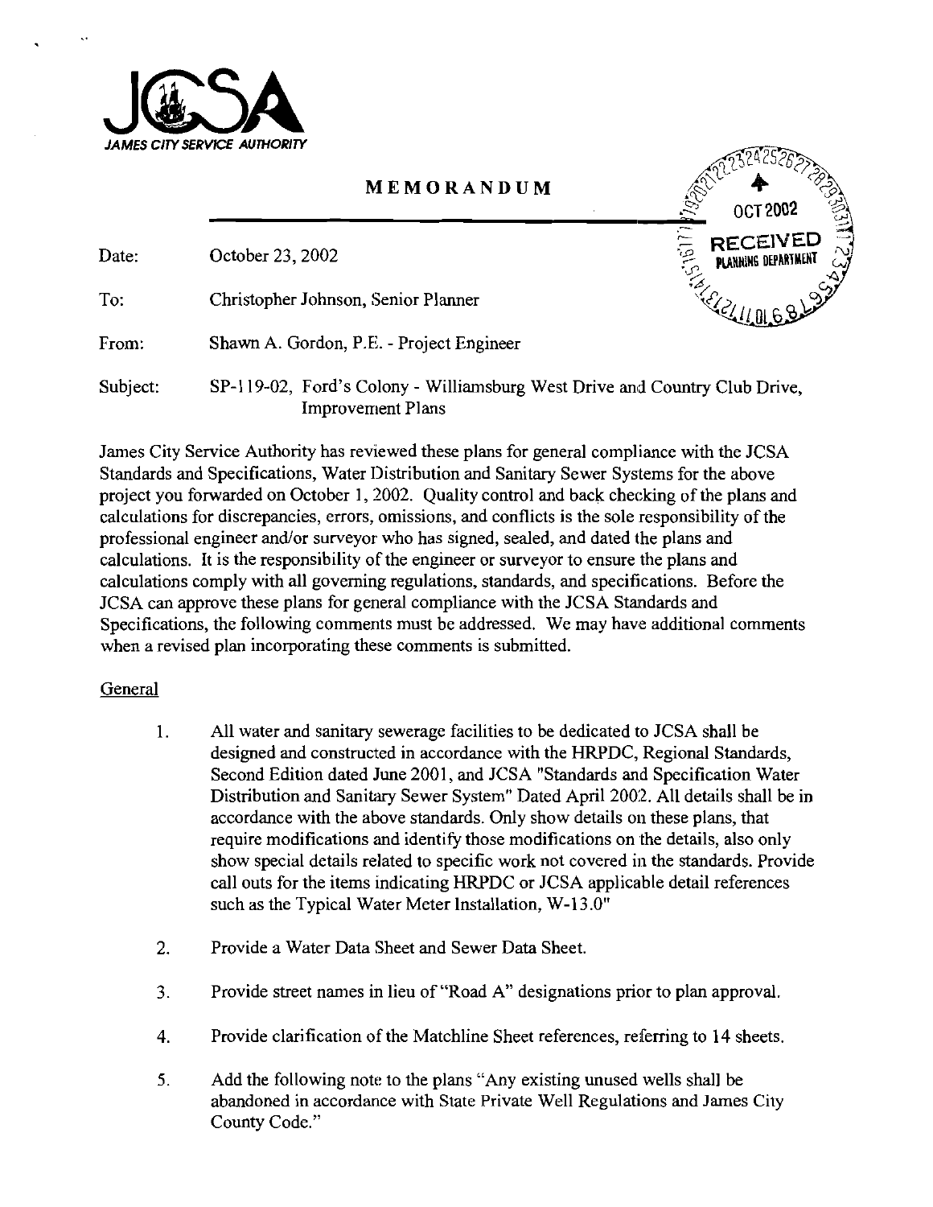JCSA

*JAMES CITY SERVICE AUTHORITY*

OCT 2002
RECEIVED
PLANNING DEPARTMENT

# MEMORANDUM

Date: October 23, 2002

To: Christopher Johnson, Senior Planner

From: Shawn A. Gordon, P.E. - Project Engineer

Subject: SP-119-02, Ford's Colony - Williamsburg West Drive and Country Club Drive, Improvement Plans

James City Service Authority has reviewed these plans for general compliance with the JCSA Standards and Specifications, Water Distribution and Sanitary Sewer Systems for the above project you forwarded on October 1, 2002. Quality control and back checking of the plans and calculations for discrepancies, errors, omissions, and conflicts is the sole responsibility of the professional engineer and/or surveyor who has signed, sealed, and dated the plans and calculations. It is the responsibility of the engineer or surveyor to ensure the plans and calculations comply with all governing regulations, standards, and specifications. Before the JCSA can approve these plans for general compliance with the JCSA Standards and Specifications, the following comments must be addressed. We may have additional comments when a revised plan incorporating these comments is submitted.

General

1. All water and sanitary sewerage facilities to be dedicated to JCSA shall be designed and constructed in accordance with the HRPDC, Regional Standards, Second Edition dated June 2001, and JCSA "Standards and Specification Water Distribution and Sanitary Sewer System" Dated April 2002. All details shall be in accordance with the above standards. Only show details on these plans, that require modifications and identify those modifications on the details, also only show special details related to specific work not covered in the standards. Provide call outs for the items indicating HRPDC or JCSA applicable detail references such as the Typical Water Meter Installation, W-13.0"

2. Provide a Water Data Sheet and Sewer Data Sheet.

3. Provide street names in lieu of "Road A" designations prior to plan approval.

4. Provide clarification of the Matchline Sheet references, referring to 14 sheets.

5. Add the following note to the plans "Any existing unused wells shall be abandoned in accordance with State Private Well Regulations and James City County Code."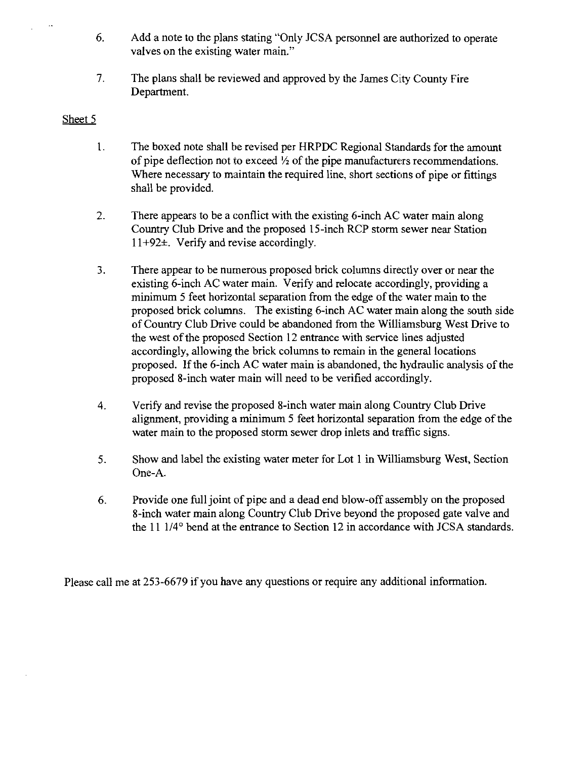6. Add a note to the plans stating "Only JCSA personnel are authorized to operate valves on the existing water main."

7. The plans shall be reviewed and approved by the James City County Fire Department.

Sheet 5

1. The boxed note shall be revised per HRPDC Regional Standards for the amount of pipe deflection not to exceed ½ of the pipe manufacturers recommendations. Where necessary to maintain the required line, short sections of pipe or fittings shall be provided.

2. There appears to be a conflict with the existing 6-inch AC water main along Country Club Drive and the proposed 15-inch RCP storm sewer near Station 11+92±. Verify and revise accordingly.

3. There appear to be numerous proposed brick columns directly over or near the existing 6-inch AC water main. Verify and relocate accordingly, providing a minimum 5 feet horizontal separation from the edge of the water main to the proposed brick columns. The existing 6-inch AC water main along the south side of Country Club Drive could be abandoned from the Williamsburg West Drive to the west of the proposed Section 12 entrance with service lines adjusted accordingly, allowing the brick columns to remain in the general locations proposed. If the 6-inch AC water main is abandoned, the hydraulic analysis of the proposed 8-inch water main will need to be verified accordingly.

4. Verify and revise the proposed 8-inch water main along Country Club Drive alignment, providing a minimum 5 feet horizontal separation from the edge of the water main to the proposed storm sewer drop inlets and traffic signs.

5. Show and label the existing water meter for Lot 1 in Williamsburg West, Section One-A.

6. Provide one full joint of pipe and a dead end blow-off assembly on the proposed 8-inch water main along Country Club Drive beyond the proposed gate valve and the 11 1/4° bend at the entrance to Section 12 in accordance with JCSA standards.

Please call me at 253-6679 if you have any questions or require any additional information.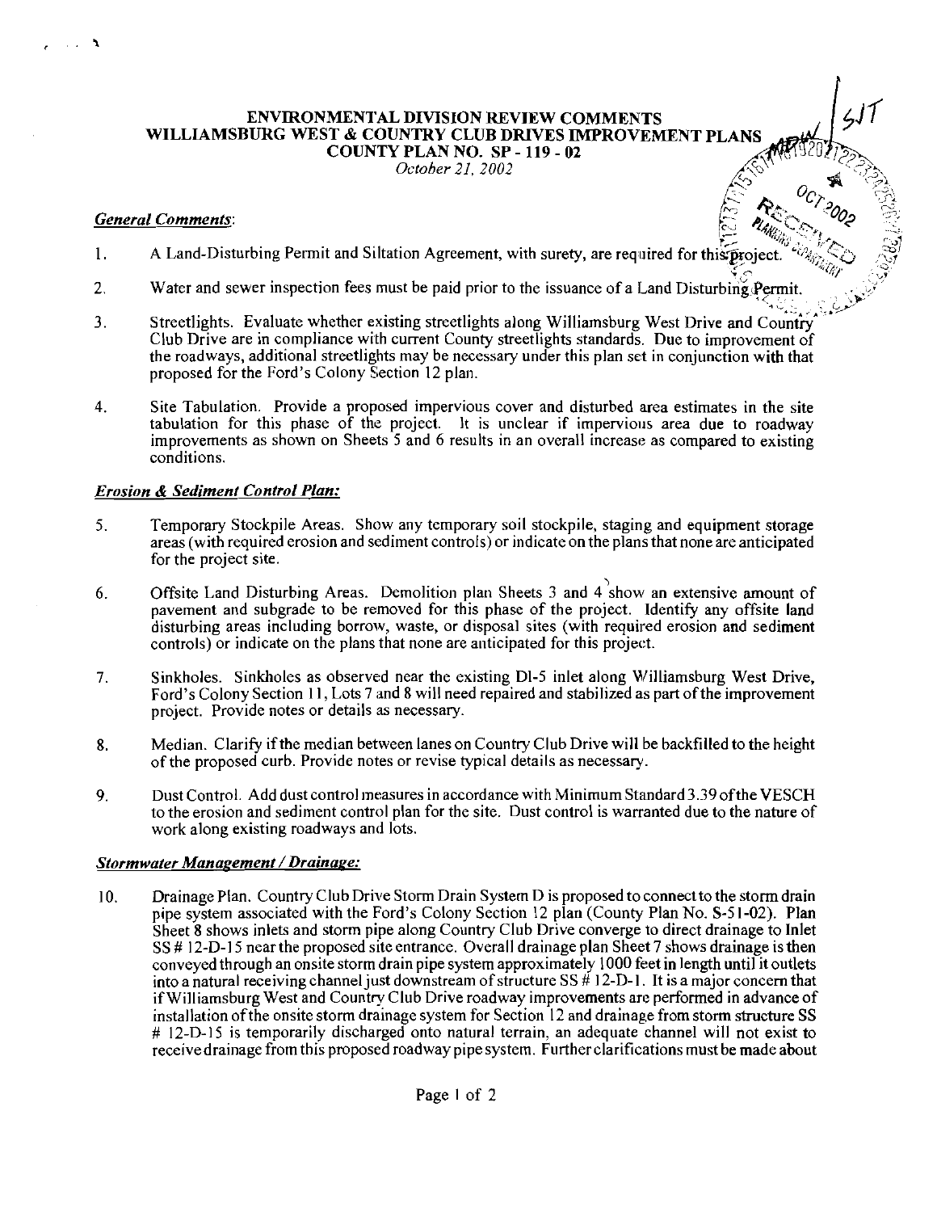# ENVIRONMENTAL DIVISION REVIEW COMMENTS
# WILLIAMSBURG WEST & COUNTRY CLUB DRIVES IMPROVEMENT PLANS
# COUNTY PLAN NO. SP - 119 - 02

*October 21, 2002*

### *General Comments*:

1. A Land-Disturbing Permit and Siltation Agreement, with surety, are required for this project.

2. Water and sewer inspection fees must be paid prior to the issuance of a Land Disturbing Permit.

3. Streetlights. Evaluate whether existing streetlights along Williamsburg West Drive and Country Club Drive are in compliance with current County streetlights standards. Due to improvement of the roadways, additional streetlights may be necessary under this plan set in conjunction with that proposed for the Ford's Colony Section 12 plan.

4. Site Tabulation. Provide a proposed impervious cover and disturbed area estimates in the site tabulation for this phase of the project. It is unclear if impervious area due to roadway improvements as shown on Sheets 5 and 6 results in an overall increase as compared to existing conditions.

### *Erosion & Sediment Control Plan:*

5. Temporary Stockpile Areas. Show any temporary soil stockpile, staging and equipment storage areas (with required erosion and sediment controls) or indicate on the plans that none are anticipated for the project site.

6. Offsite Land Disturbing Areas. Demolition plan Sheets 3 and 4 show an extensive amount of pavement and subgrade to be removed for this phase of the project. Identify any offsite land disturbing areas including borrow, waste, or disposal sites (with required erosion and sediment controls) or indicate on the plans that none are anticipated for this project.

7. Sinkholes. Sinkholes as observed near the existing DI-5 inlet along Williamsburg West Drive, Ford's Colony Section 11, Lots 7 and 8 will need repaired and stabilized as part of the improvement project. Provide notes or details as necessary.

8. Median. Clarify if the median between lanes on Country Club Drive will be backfilled to the height of the proposed curb. Provide notes or revise typical details as necessary.

9. Dust Control. Add dust control measures in accordance with Minimum Standard 3.39 of the VESCH to the erosion and sediment control plan for the site. Dust control is warranted due to the nature of work along existing roadways and lots.

### *Stormwater Management / Drainage:*

10. Drainage Plan. Country Club Drive Storm Drain System D is proposed to connect to the storm drain pipe system associated with the Ford's Colony Section 12 plan (County Plan No. S-51-02). Plan Sheet 8 shows inlets and storm pipe along Country Club Drive converge to direct drainage to Inlet SS # 12-D-15 near the proposed site entrance. Overall drainage plan Sheet 7 shows drainage is then conveyed through an onsite storm drain pipe system approximately 1000 feet in length until it outlets into a natural receiving channel just downstream of structure SS # 12-D-1. It is a major concern that if Williamsburg West and Country Club Drive roadway improvements are performed in advance of installation of the onsite storm drainage system for Section 12 and drainage from storm structure SS # 12-D-15 is temporarily discharged onto natural terrain, an adequate channel will not exist to receive drainage from this proposed roadway pipe system. Further clarifications must be made about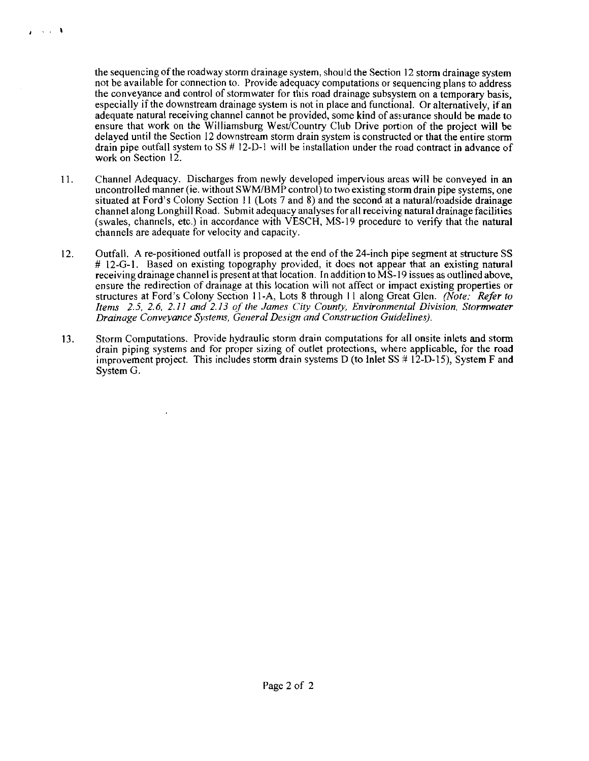the sequencing of the roadway storm drainage system, should the Section 12 storm drainage system not be available for connection to. Provide adequacy computations or sequencing plans to address the conveyance and control of stormwater for this road drainage subsystem on a temporary basis, especially if the downstream drainage system is not in place and functional. Or alternatively, if an adequate natural receiving channel cannot be provided, some kind of assurance should be made to ensure that work on the Williamsburg West/Country Club Drive portion of the project will be delayed until the Section 12 downstream storm drain system is constructed or that the entire storm drain pipe outfall system to SS # 12-D-1 will be installation under the road contract in advance of work on Section 12.

11. Channel Adequacy. Discharges from newly developed impervious areas will be conveyed in an uncontrolled manner (ie. without SWM/BMP control) to two existing storm drain pipe systems, one situated at Ford's Colony Section 11 (Lots 7 and 8) and the second at a natural/roadside drainage channel along Longhill Road. Submit adequacy analyses for all receiving natural drainage facilities (swales, channels, etc.) in accordance with VESCH, MS-19 procedure to verify that the natural channels are adequate for velocity and capacity.

12. Outfall. A re-positioned outfall is proposed at the end of the 24-inch pipe segment at structure SS # 12-G-1. Based on existing topography provided, it does not appear that an existing natural receiving drainage channel is present at that location. In addition to MS-19 issues as outlined above, ensure the redirection of drainage at this location will not affect or impact existing properties or structures at Ford's Colony Section 11-A, Lots 8 through 11 along Great Glen. *(Note: Refer to Items 2.5, 2.6, 2.11 and 2.13 of the James City County, Environmental Division, Stormwater Drainage Conveyance Systems, General Design and Construction Guidelines).*

13. Storm Computations. Provide hydraulic storm drain computations for all onsite inlets and storm drain piping systems and for proper sizing of outlet protections, where applicable, for the road improvement project. This includes storm drain systems D (to Inlet SS # 12-D-15), System F and System G.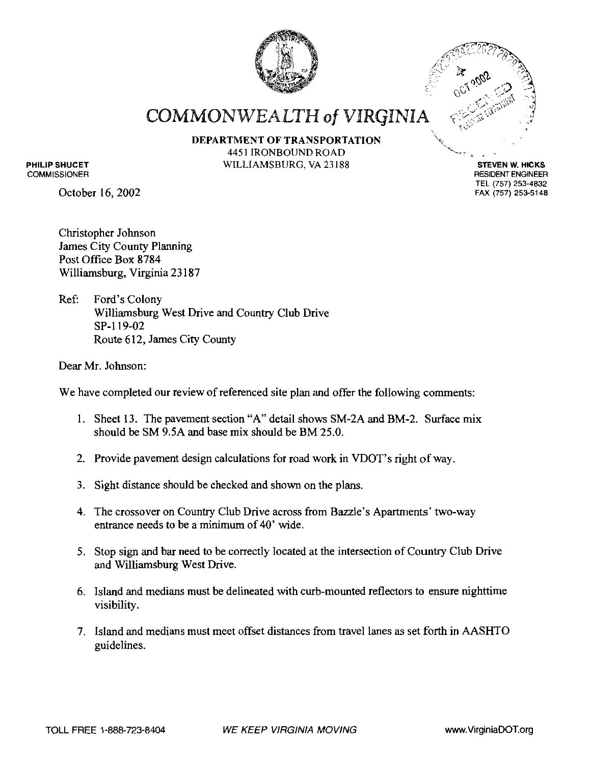# COMMONWEALTH of VIRGINIA

**DEPARTMENT OF TRANSPORTATION**
4451 IRONBOUND ROAD
WILLIAMSBURG, VA 23188

**PHILIP SHUCET**
COMMISSIONER

**STEVEN W. HICKS**
RESIDENT ENGINEER
TEL (757) 253-4832
FAX (757) 253-5148

October 16, 2002

Christopher Johnson
James City County Planning
Post Office Box 8784
Williamsburg, Virginia 23187

Ref: Ford's Colony
Williamsburg West Drive and Country Club Drive
SP-119-02
Route 612, James City County

Dear Mr. Johnson:

We have completed our review of referenced site plan and offer the following comments:

1. Sheet 13. The pavement section "A" detail shows SM-2A and BM-2. Surface mix should be SM 9.5A and base mix should be BM 25.0.
2. Provide pavement design calculations for road work in VDOT's right of way.
3. Sight distance should be checked and shown on the plans.
4. The crossover on Country Club Drive across from Bazzle's Apartments' two-way entrance needs to be a minimum of 40' wide.
5. Stop sign and bar need to be correctly located at the intersection of Country Club Drive and Williamsburg West Drive.
6. Island and medians must be delineated with curb-mounted reflectors to ensure nighttime visibility.
7. Island and medians must meet offset distances from travel lanes as set forth in AASHTO guidelines.

TOLL FREE 1-888-723-8404 *WE KEEP VIRGINIA MOVING* www.VirginiaDOT.org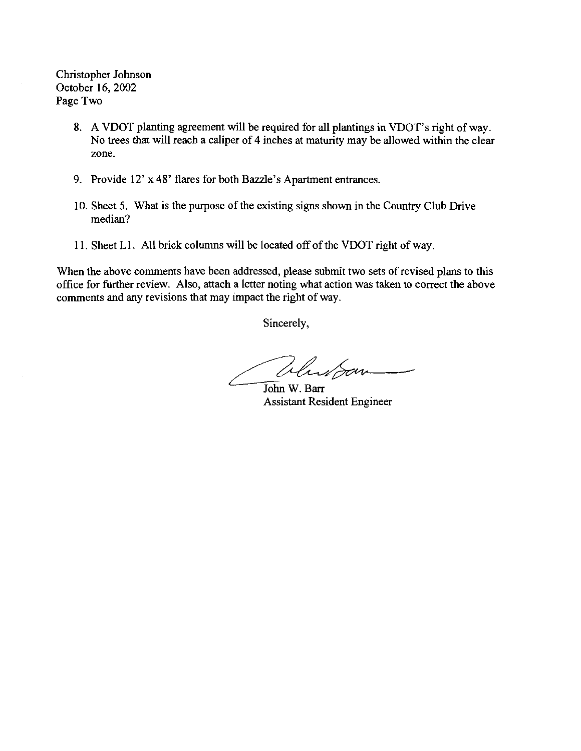Christopher Johnson
October 16, 2002
Page Two

8. A VDOT planting agreement will be required for all plantings in VDOT's right of way. No trees that will reach a caliper of 4 inches at maturity may be allowed within the clear zone.

9. Provide 12' x 48' flares for both Bazzle's Apartment entrances.

10. Sheet 5. What is the purpose of the existing signs shown in the Country Club Drive median?

11. Sheet L1. All brick columns will be located off of the VDOT right of way.

When the above comments have been addressed, please submit two sets of revised plans to this office for further review. Also, attach a letter noting what action was taken to correct the above comments and any revisions that may impact the right of way.

Sincerely,

John W. Barr
Assistant Resident Engineer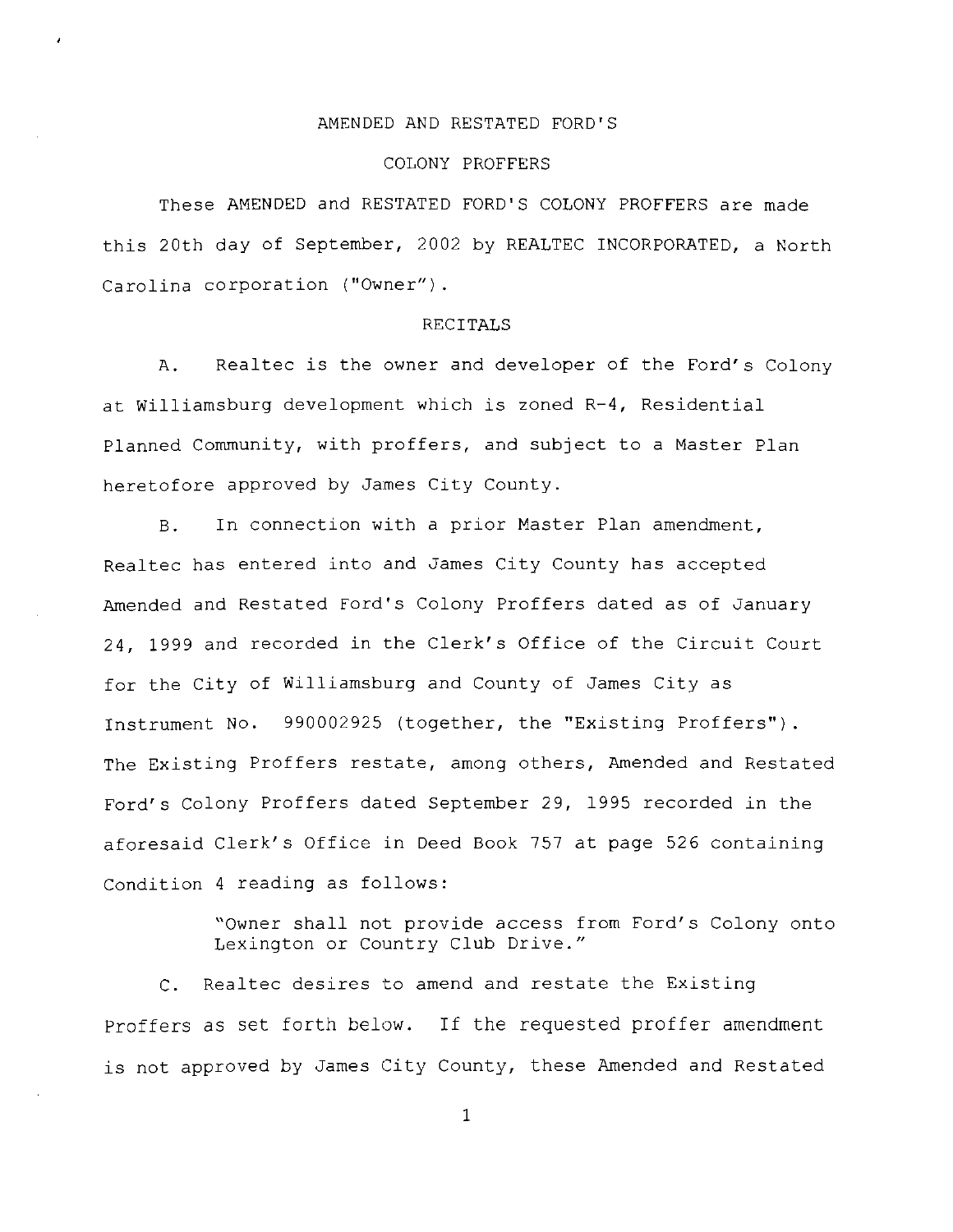# AMENDED AND RESTATED FORD'S

# COLONY PROFFERS

These AMENDED and RESTATED FORD'S COLONY PROFFERS are made this 20th day of September, 2002 by REALTEC INCORPORATED, a North Carolina corporation ("Owner").

## RECITALS

A. Realtec is the owner and developer of the Ford's Colony at Williamsburg development which is zoned R-4, Residential Planned Community, with proffers, and subject to a Master Plan heretofore approved by James City County.

B. In connection with a prior Master Plan amendment, Realtec has entered into and James City County has accepted Amended and Restated Ford's Colony Proffers dated as of January 24, 1999 and recorded in the Clerk's Office of the Circuit Court for the City of Williamsburg and County of James City as Instrument No. 990002925 (together, the "Existing Proffers"). The Existing Proffers restate, among others, Amended and Restated Ford's Colony Proffers dated September 29, 1995 recorded in the aforesaid Clerk's Office in Deed Book 757 at page 526 containing Condition 4 reading as follows:

> "Owner shall not provide access from Ford's Colony onto Lexington or Country Club Drive."

C. Realtec desires to amend and restate the Existing Proffers as set forth below. If the requested proffer amendment is not approved by James City County, these Amended and Restated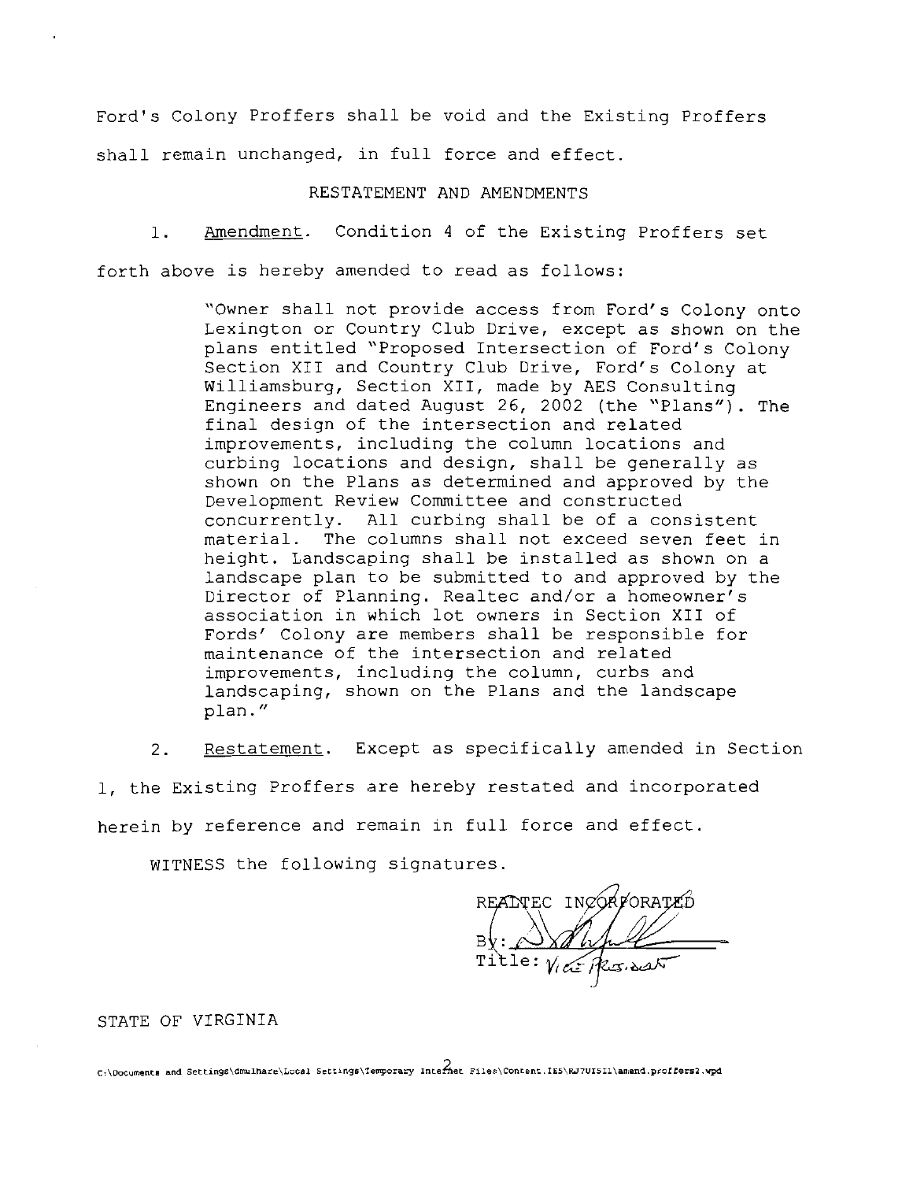Ford's Colony Proffers shall be void and the Existing Proffers shall remain unchanged, in full force and effect.

RESTATEMENT AND AMENDMENTS

1. Amendment. Condition 4 of the Existing Proffers set forth above is hereby amended to read as follows:

> "Owner shall not provide access from Ford's Colony onto Lexington or Country Club Drive, except as shown on the plans entitled "Proposed Intersection of Ford's Colony Section XII and Country Club Drive, Ford's Colony at Williamsburg, Section XII, made by AES Consulting Engineers and dated August 26, 2002 (the "Plans"). The final design of the intersection and related improvements, including the column locations and curbing locations and design, shall be generally as shown on the Plans as determined and approved by the Development Review Committee and constructed concurrently. All curbing shall be of a consistent material. The columns shall not exceed seven feet in height. Landscaping shall be installed as shown on a landscape plan to be submitted to and approved by the Director of Planning. Realtec and/or a homeowner's association in which lot owners in Section XII of Fords' Colony are members shall be responsible for maintenance of the intersection and related improvements, including the column, curbs and landscaping, shown on the Plans and the landscape plan."

2. Restatement. Except as specifically amended in Section 1, the Existing Proffers are hereby restated and incorporated herein by reference and remain in full force and effect.

WITNESS the following signatures.

REALTEC INCORPORATED

By: [signature]

Title: Vice President

STATE OF VIRGINIA

C:\Documents and Settings\dmulhare\Local Settings\Temporary Internet Files\Content.IE5\RJ7UI511\amend.proffers2.wpd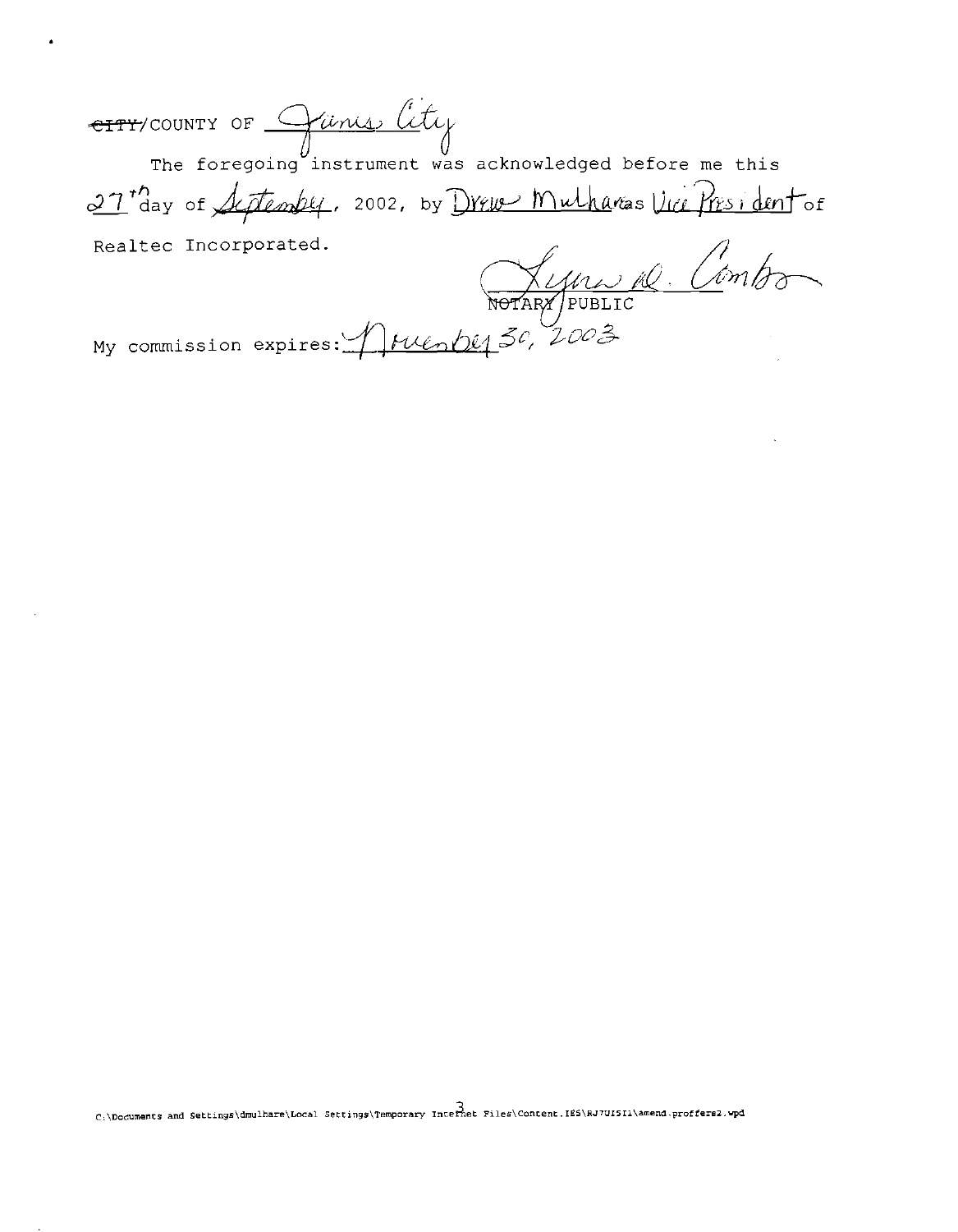~~CITY~~/COUNTY OF James City

The foregoing instrument was acknowledged before me this 27th day of September, 2002, by Drew Mulhare as Vice President of Realtec Incorporated.

Lynn W. Combs
NOTARY PUBLIC

My commission expires: November 30, 2003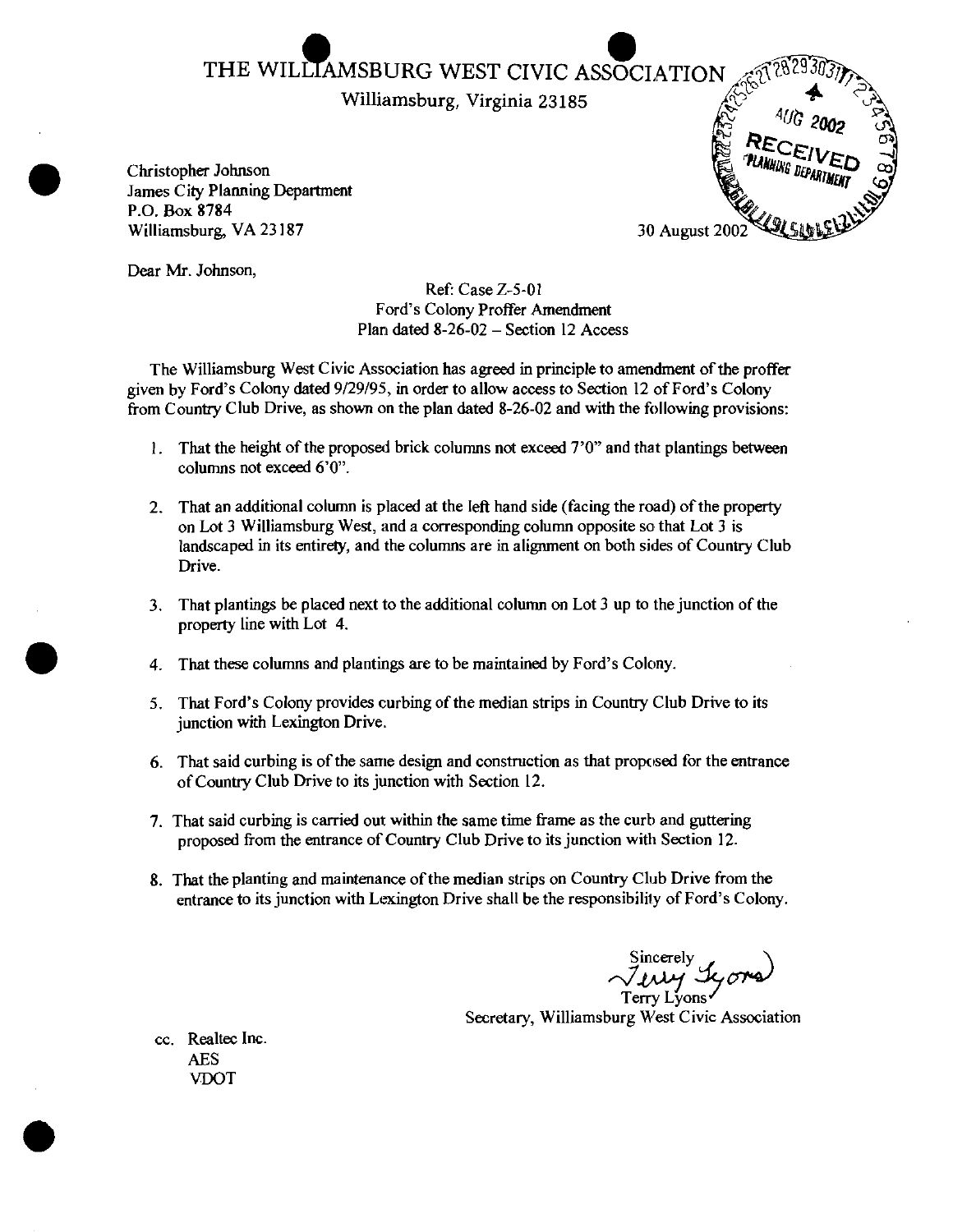# THE WILLIAMSBURG WEST CIVIC ASSOCIATION

Williamsburg, Virginia 23185

RECEIVED
AUG 2002
PLANNING DEPARTMENT

Christopher Johnson
James City Planning Department
P.O. Box 8784
Williamsburg, VA 23187

30 August 2002

Dear Mr. Johnson,

Ref: Case Z-5-01
Ford's Colony Proffer Amendment
Plan dated 8-26-02 – Section 12 Access

The Williamsburg West Civic Association has agreed in principle to amendment of the proffer given by Ford's Colony dated 9/29/95, in order to allow access to Section 12 of Ford's Colony from Country Club Drive, as shown on the plan dated 8-26-02 and with the following provisions:

1. That the height of the proposed brick columns not exceed 7'0" and that plantings between columns not exceed 6'0".
2. That an additional column is placed at the left hand side (facing the road) of the property on Lot 3 Williamsburg West, and a corresponding column opposite so that Lot 3 is landscaped in its entirety, and the columns are in alignment on both sides of Country Club Drive.
3. That plantings be placed next to the additional column on Lot 3 up to the junction of the property line with Lot 4.
4. That these columns and plantings are to be maintained by Ford's Colony.
5. That Ford's Colony provides curbing of the median strips in Country Club Drive to its junction with Lexington Drive.
6. That said curbing is of the same design and construction as that proposed for the entrance of Country Club Drive to its junction with Section 12.
7. That said curbing is carried out within the same time frame as the curb and guttering proposed from the entrance of Country Club Drive to its junction with Section 12.
8. That the planting and maintenance of the median strips on Country Club Drive from the entrance to its junction with Lexington Drive shall be the responsibility of Ford's Colony.

Sincerely

Terry Lyons
Secretary, Williamsburg West Civic Association

cc. Realtec Inc.
AES
VDOT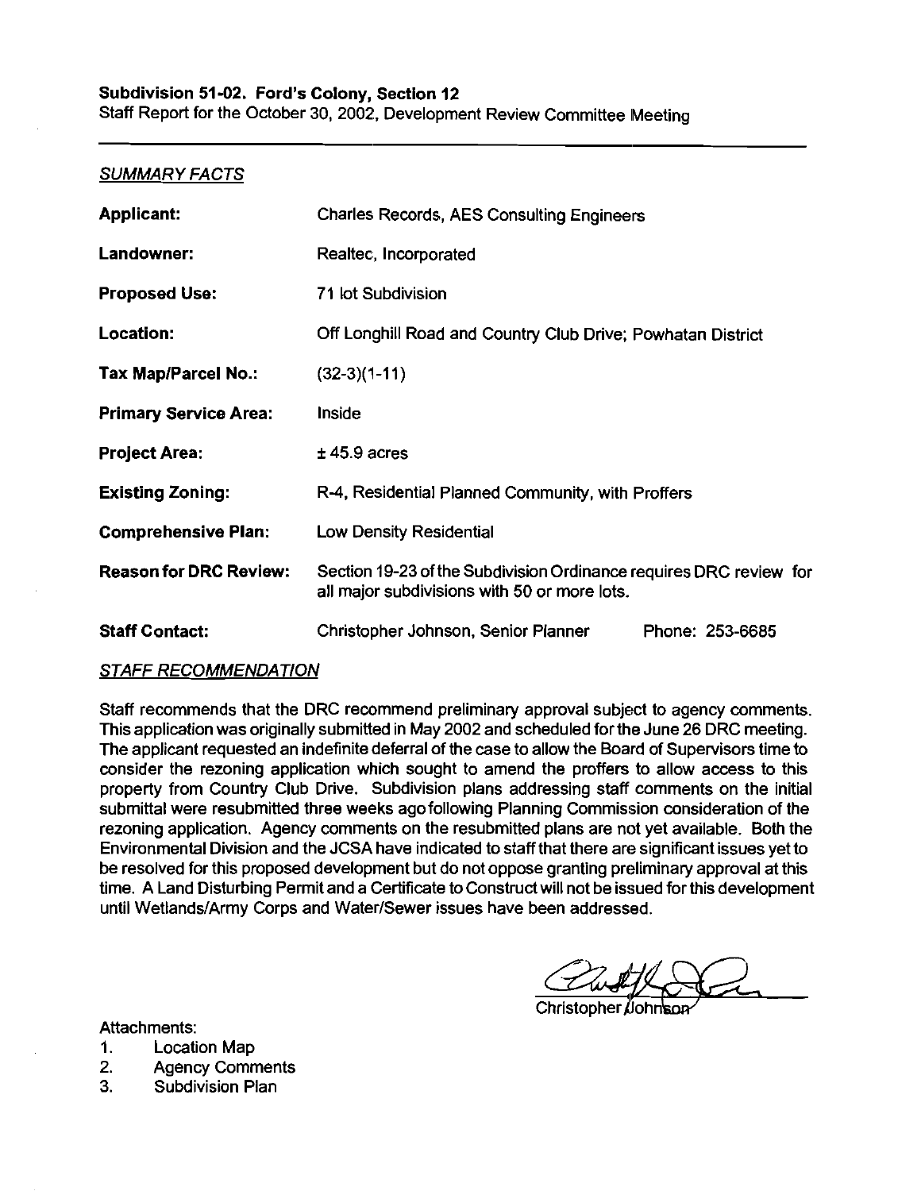**Subdivision 51-02. Ford's Colony, Section 12**
Staff Report for the October 30, 2002, Development Review Committee Meeting

---

*SUMMARY FACTS*

| | |
|---|---|
| **Applicant:** | Charles Records, AES Consulting Engineers |
| **Landowner:** | Realtec, Incorporated |
| **Proposed Use:** | 71 lot Subdivision |
| **Location:** | Off Longhill Road and Country Club Drive; Powhatan District |
| **Tax Map/Parcel No.:** | (32-3)(1-11) |
| **Primary Service Area:** | Inside |
| **Project Area:** | ± 45.9 acres |
| **Existing Zoning:** | R-4, Residential Planned Community, with Proffers |
| **Comprehensive Plan:** | Low Density Residential |
| **Reason for DRC Review:** | Section 19-23 of the Subdivision Ordinance requires DRC review for all major subdivisions with 50 or more lots. |
| **Staff Contact:** | Christopher Johnson, Senior Planner Phone: 253-6685 |

*STAFF RECOMMENDATION*

Staff recommends that the DRC recommend preliminary approval subject to agency comments. This application was originally submitted in May 2002 and scheduled for the June 26 DRC meeting. The applicant requested an indefinite deferral of the case to allow the Board of Supervisors time to consider the rezoning application which sought to amend the proffers to allow access to this property from Country Club Drive. Subdivision plans addressing staff comments on the initial submittal were resubmitted three weeks ago following Planning Commission consideration of the rezoning application. Agency comments on the resubmitted plans are not yet available. Both the Environmental Division and the JCSA have indicated to staff that there are significant issues yet to be resolved for this proposed development but do not oppose granting preliminary approval at this time. A Land Disturbing Permit and a Certificate to Construct will not be issued for this development until Wetlands/Army Corps and Water/Sewer issues have been addressed.

Christopher Johnson

Attachments:
1. Location Map
2. Agency Comments
3. Subdivision Plan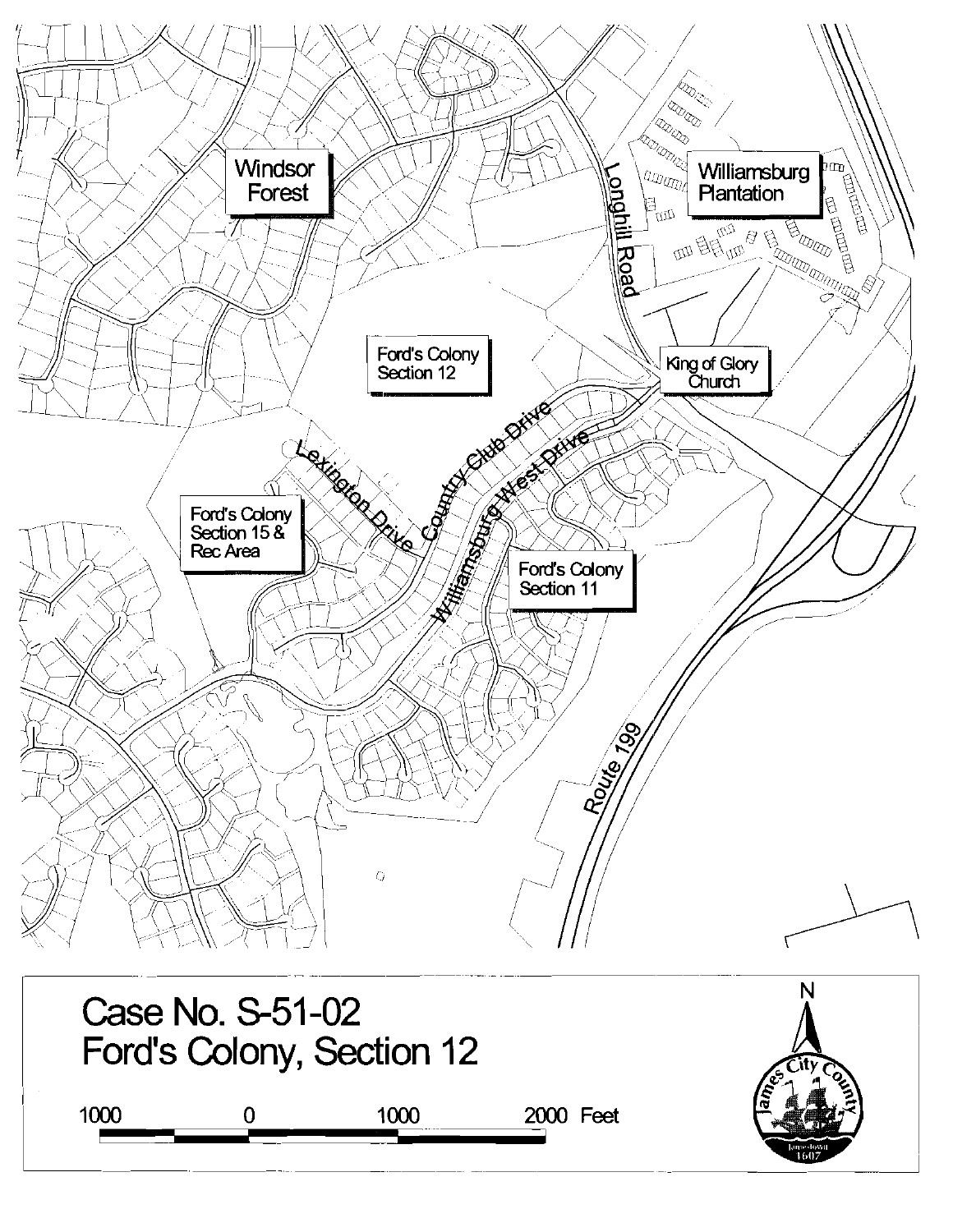Windsor Forest

Williamsburg Plantation

Longhill Road

Ford's Colony Section 12

King of Glory Church

Lexington Drive

Country Club Drive

Williamsburg West Drive

Ford's Colony Section 15 & Rec Area

Ford's Colony Section 11

Route 199

# Case No. S-51-02
# Ford's Colony, Section 12

1000 0 1000 2000 Feet

N

James City County Jamestown 1607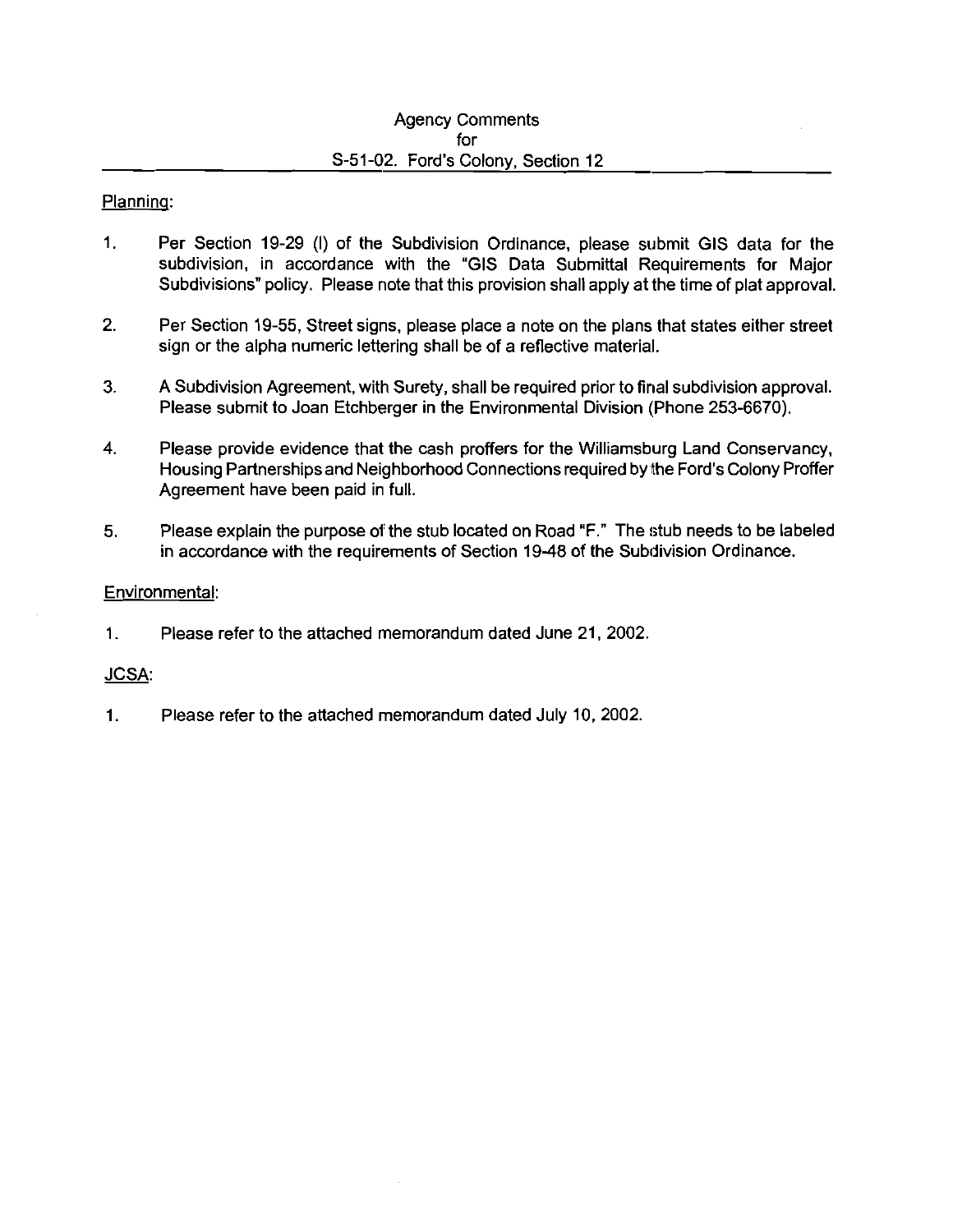# Agency Comments
for
S-51-02. Ford's Colony, Section 12

Planning:

1. Per Section 19-29 (I) of the Subdivision Ordinance, please submit GIS data for the subdivision, in accordance with the "GIS Data Submittal Requirements for Major Subdivisions" policy. Please note that this provision shall apply at the time of plat approval.

2. Per Section 19-55, Street signs, please place a note on the plans that states either street sign or the alpha numeric lettering shall be of a reflective material.

3. A Subdivision Agreement, with Surety, shall be required prior to final subdivision approval. Please submit to Joan Etchberger in the Environmental Division (Phone 253-6670).

4. Please provide evidence that the cash proffers for the Williamsburg Land Conservancy, Housing Partnerships and Neighborhood Connections required by the Ford's Colony Proffer Agreement have been paid in full.

5. Please explain the purpose of the stub located on Road "F." The stub needs to be labeled in accordance with the requirements of Section 19-48 of the Subdivision Ordinance.

Environmental:

1. Please refer to the attached memorandum dated June 21, 2002.

JCSA:

1. Please refer to the attached memorandum dated July 10, 2002.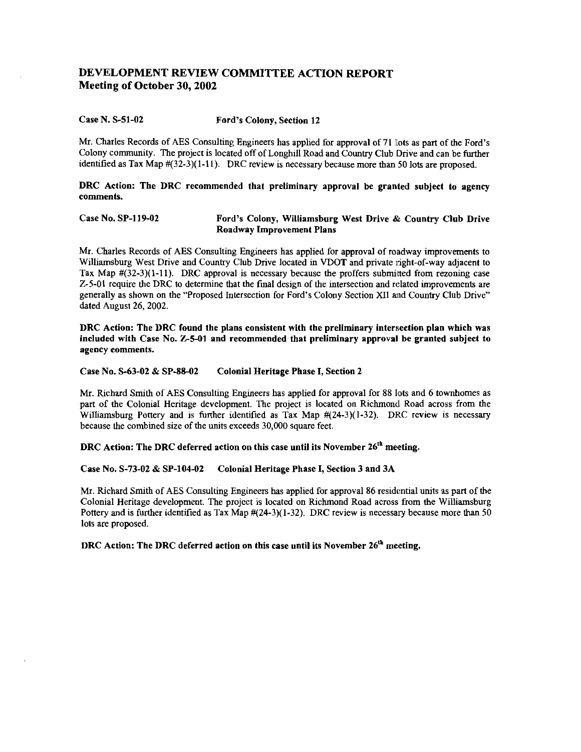# DEVELOPMENT REVIEW COMMITTEE ACTION REPORT
## Meeting of October 30, 2002

**Case N. S-51-02 Ford's Colony, Section 12**

Mr. Charles Records of AES Consulting Engineers has applied for approval of 71 lots as part of the Ford's Colony community. The project is located off of Longhill Road and Country Club Drive and can be further identified as Tax Map #(32-3)(1-11). DRC review is necessary because more than 50 lots are proposed.

**DRC Action: The DRC recommended that preliminary approval be granted subject to agency comments.**

**Case No. SP-119-02 Ford's Colony, Williamsburg West Drive & Country Club Drive Roadway Improvement Plans**

Mr. Charles Records of AES Consulting Engineers has applied for approval of roadway improvements to Williamsburg West Drive and Country Club Drive located in VDOT and private right-of-way adjacent to Tax Map #(32-3)(1-11). DRC approval is necessary because the proffers submitted from rezoning case Z-5-01 require the DRC to determine that the final design of the intersection and related improvements are generally as shown on the "Proposed Intersection for Ford's Colony Section XII and Country Club Drive" dated August 26, 2002.

**DRC Action: The DRC found the plans consistent with the preliminary intersection plan which was included with Case No. Z-5-01 and recommended that preliminary approval be granted subject to agency comments.**

**Case No. S-63-02 & SP-88-02 Colonial Heritage Phase I, Section 2**

Mr. Richard Smith of AES Consulting Engineers has applied for approval for 88 lots and 6 townhomes as part of the Colonial Heritage development. The project is located on Richmond Road across from the Williamsburg Pottery and is further identified as Tax Map #(24-3)(1-32). DRC review is necessary because the combined size of the units exceeds 30,000 square feet.

**DRC Action: The DRC deferred action on this case until its November 26th meeting.**

**Case No. S-73-02 & SP-104-02 Colonial Heritage Phase I, Section 3 and 3A**

Mr. Richard Smith of AES Consulting Engineers has applied for approval 86 residential units as part of the Colonial Heritage development. The project is located on Richmond Road across from the Williamsburg Pottery and is further identified as Tax Map #(24-3)(1-32). DRC review is necessary because more than 50 lots are proposed.

**DRC Action: The DRC deferred action on this case until its November 26th meeting.**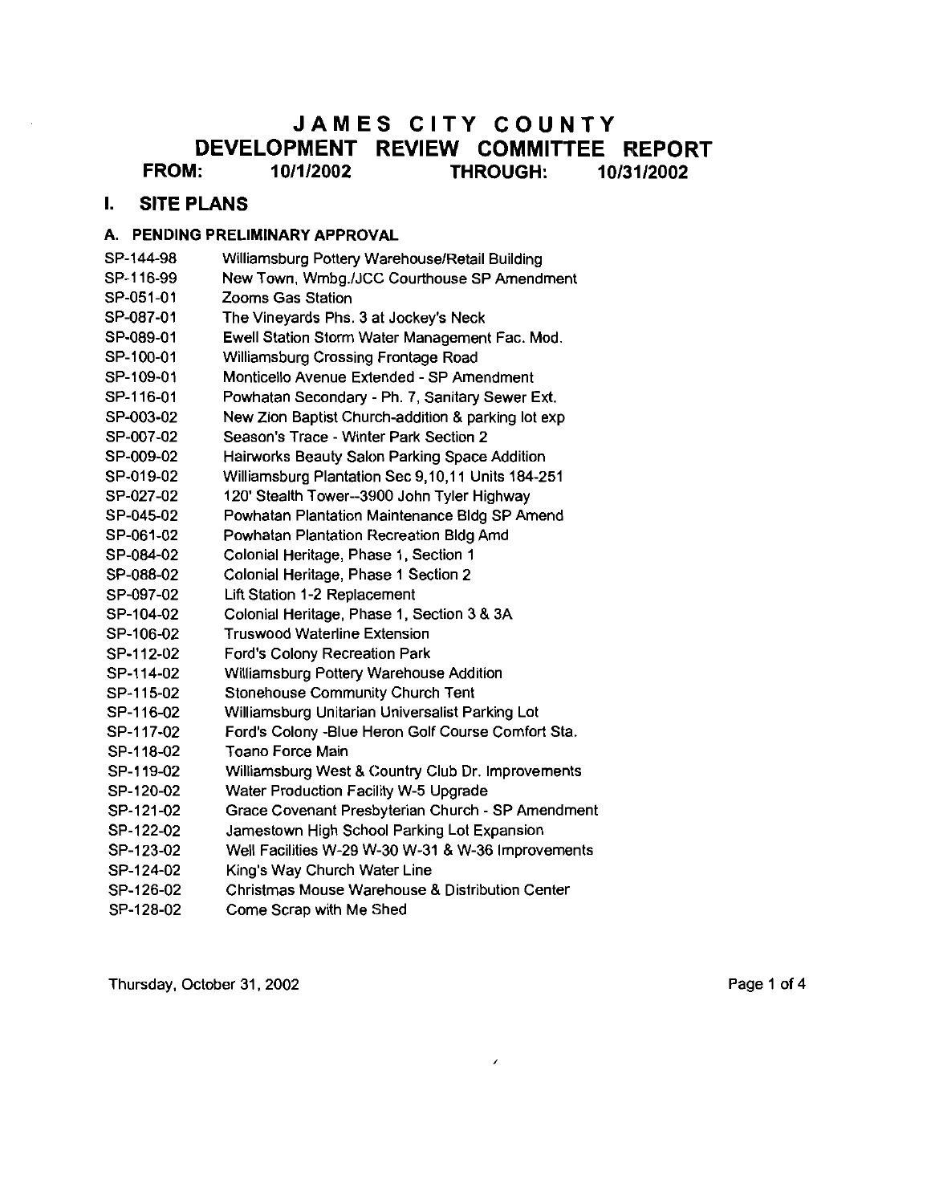# JAMES CITY COUNTY
# DEVELOPMENT REVIEW COMMITTEE REPORT

**FROM: 10/1/2002 THROUGH: 10/31/2002**

## I. SITE PLANS

### A. PENDING PRELIMINARY APPROVAL

| | |
|---|---|
| SP-144-98 | Williamsburg Pottery Warehouse/Retail Building |
| SP-116-99 | New Town, Wmbg./JCC Courthouse SP Amendment |
| SP-051-01 | Zooms Gas Station |
| SP-087-01 | The Vineyards Phs. 3 at Jockey's Neck |
| SP-089-01 | Ewell Station Storm Water Management Fac. Mod. |
| SP-100-01 | Williamsburg Crossing Frontage Road |
| SP-109-01 | Monticello Avenue Extended - SP Amendment |
| SP-116-01 | Powhatan Secondary - Ph. 7, Sanitary Sewer Ext. |
| SP-003-02 | New Zion Baptist Church-addition & parking lot exp |
| SP-007-02 | Season's Trace - Winter Park Section 2 |
| SP-009-02 | Hairworks Beauty Salon Parking Space Addition |
| SP-019-02 | Williamsburg Plantation Sec 9,10,11 Units 184-251 |
| SP-027-02 | 120' Stealth Tower--3900 John Tyler Highway |
| SP-045-02 | Powhatan Plantation Maintenance Bldg SP Amend |
| SP-061-02 | Powhatan Plantation Recreation Bldg Amd |
| SP-084-02 | Colonial Heritage, Phase 1, Section 1 |
| SP-088-02 | Colonial Heritage, Phase 1 Section 2 |
| SP-097-02 | Lift Station 1-2 Replacement |
| SP-104-02 | Colonial Heritage, Phase 1, Section 3 & 3A |
| SP-106-02 | Truswood Waterline Extension |
| SP-112-02 | Ford's Colony Recreation Park |
| SP-114-02 | Williamsburg Pottery Warehouse Addition |
| SP-115-02 | Stonehouse Community Church Tent |
| SP-116-02 | Williamsburg Unitarian Universalist Parking Lot |
| SP-117-02 | Ford's Colony -Blue Heron Golf Course Comfort Sta. |
| SP-118-02 | Toano Force Main |
| SP-119-02 | Williamsburg West & Country Club Dr. Improvements |
| SP-120-02 | Water Production Facility W-5 Upgrade |
| SP-121-02 | Grace Covenant Presbyterian Church - SP Amendment |
| SP-122-02 | Jamestown High School Parking Lot Expansion |
| SP-123-02 | Well Facilities W-29 W-30 W-31 & W-36 Improvements |
| SP-124-02 | King's Way Church Water Line |
| SP-126-02 | Christmas Mouse Warehouse & Distribution Center |
| SP-128-02 | Come Scrap with Me Shed |

Thursday, October 31, 2002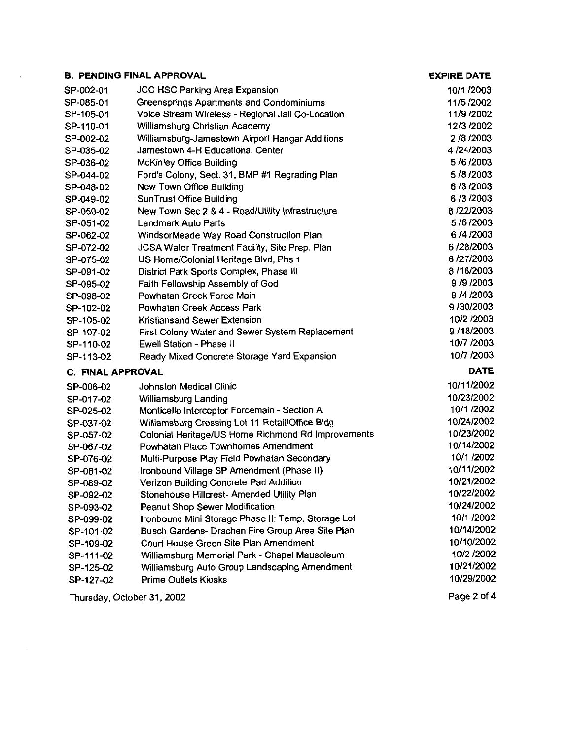### B. PENDING FINAL APPROVAL

| | | EXPIRE DATE |
|---|---|---|
| SP-002-01 | JCC HSC Parking Area Expansion | 10/1 /2003 |
| SP-085-01 | Greensprings Apartments and Condominiums | 11/5 /2002 |
| SP-105-01 | Voice Stream Wireless - Regional Jail Co-Location | 11/9 /2002 |
| SP-110-01 | Williamsburg Christian Academy | 12/3 /2002 |
| SP-002-02 | Williamsburg-Jamestown Airport Hangar Additions | 2 /8 /2003 |
| SP-035-02 | Jamestown 4-H Educational Center | 4 /24/2003 |
| SP-036-02 | McKinley Office Building | 5 /6 /2003 |
| SP-044-02 | Ford's Colony, Sect. 31, BMP #1 Regrading Plan | 5 /8 /2003 |
| SP-048-02 | New Town Office Building | 6 /3 /2003 |
| SP-049-02 | SunTrust Office Building | 6 /3 /2003 |
| SP-050-02 | New Town Sec 2 & 4 - Road/Utility Infrastructure | 8 /22/2003 |
| SP-051-02 | Landmark Auto Parts | 5 /6 /2003 |
| SP-062-02 | WindsorMeade Way Road Construction Plan | 6 /4 /2003 |
| SP-072-02 | JCSA Water Treatment Facility, Site Prep. Plan | 6 /28/2003 |
| SP-075-02 | US Home/Colonial Heritage Blvd, Phs 1 | 6 /27/2003 |
| SP-091-02 | District Park Sports Complex, Phase III | 8 /16/2003 |
| SP-095-02 | Faith Fellowship Assembly of God | 9 /9 /2003 |
| SP-098-02 | Powhatan Creek Force Main | 9 /4 /2003 |
| SP-102-02 | Powhatan Creek Access Park | 9 /30/2003 |
| SP-105-02 | Kristiansand Sewer Extension | 10/2 /2003 |
| SP-107-02 | First Colony Water and Sewer System Replacement | 9 /18/2003 |
| SP-110-02 | Ewell Station - Phase II | 10/7 /2003 |
| SP-113-02 | Ready Mixed Concrete Storage Yard Expansion | 10/7 /2003 |

### C. FINAL APPROVAL

| | | DATE |
|---|---|---|
| SP-006-02 | Johnston Medical Clinic | 10/11/2002 |
| SP-017-02 | Williamsburg Landing | 10/23/2002 |
| SP-025-02 | Monticello Interceptor Forcemain - Section A | 10/1 /2002 |
| SP-037-02 | Williamsburg Crossing Lot 11 Retail/Office Bldg | 10/24/2002 |
| SP-057-02 | Colonial Heritage/US Home Richmond Rd Improvements | 10/23/2002 |
| SP-067-02 | Powhatan Place Townhomes Amendment | 10/14/2002 |
| SP-076-02 | Multi-Purpose Play Field Powhatan Secondary | 10/1 /2002 |
| SP-081-02 | Ironbound Village SP Amendment (Phase II) | 10/11/2002 |
| SP-089-02 | Verizon Building Concrete Pad Addition | 10/21/2002 |
| SP-092-02 | Stonehouse Hillcrest- Amended Utility Plan | 10/22/2002 |
| SP-093-02 | Peanut Shop Sewer Modification | 10/24/2002 |
| SP-099-02 | Ironbound Mini Storage Phase II: Temp. Storage Lot | 10/1 /2002 |
| SP-101-02 | Busch Gardens- Drachen Fire Group Area Site Plan | 10/14/2002 |
| SP-109-02 | Court House Green Site Plan Amendment | 10/10/2002 |
| SP-111-02 | Williamsburg Memorial Park - Chapel Mausoleum | 10/2 /2002 |
| SP-125-02 | Williamsburg Auto Group Landscaping Amendment | 10/21/2002 |
| SP-127-02 | Prime Outlets Kiosks | 10/29/2002 |

Thursday, October 31, 2002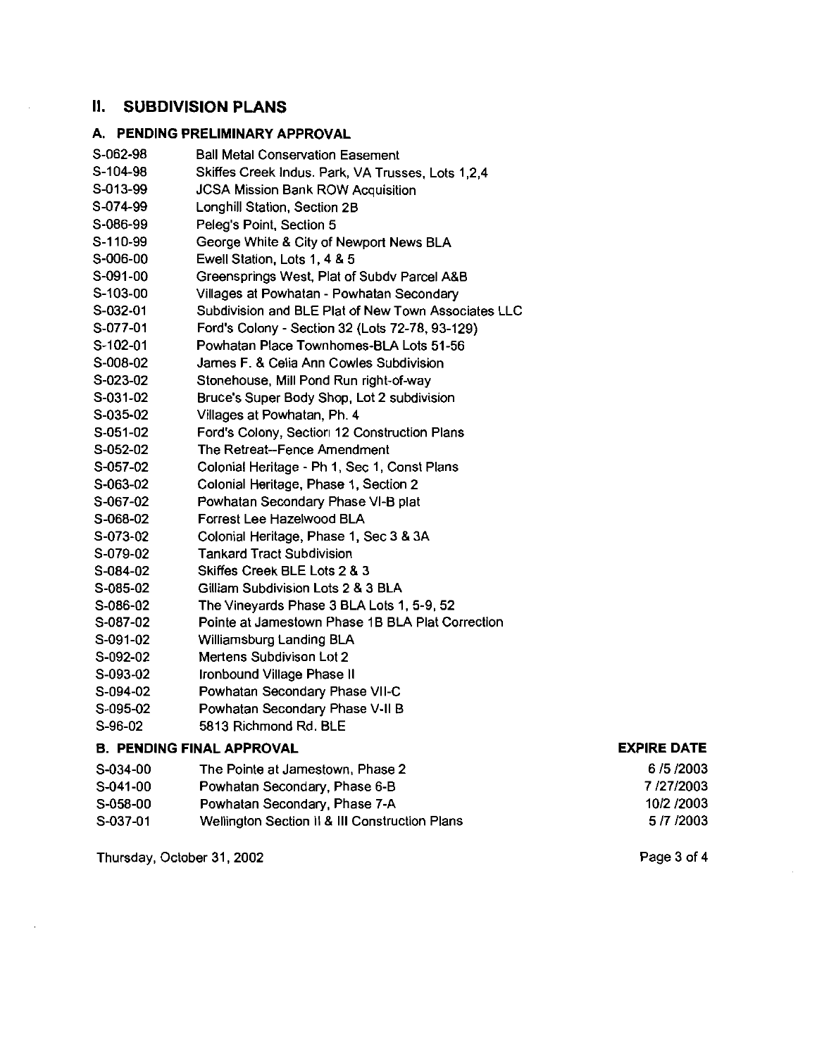## II. SUBDIVISION PLANS

### A. PENDING PRELIMINARY APPROVAL

| | |
|---|---|
| S-062-98 | Ball Metal Conservation Easement |
| S-104-98 | Skiffes Creek Indus. Park, VA Trusses, Lots 1,2,4 |
| S-013-99 | JCSA Mission Bank ROW Acquisition |
| S-074-99 | Longhill Station, Section 2B |
| S-086-99 | Peleg's Point, Section 5 |
| S-110-99 | George White & City of Newport News BLA |
| S-006-00 | Ewell Station, Lots 1, 4 & 5 |
| S-091-00 | Greensprings West, Plat of Subdv Parcel A&B |
| S-103-00 | Villages at Powhatan - Powhatan Secondary |
| S-032-01 | Subdivision and BLE Plat of New Town Associates LLC |
| S-077-01 | Ford's Colony - Section 32 (Lots 72-78, 93-129) |
| S-102-01 | Powhatan Place Townhomes-BLA Lots 51-56 |
| S-008-02 | James F. & Celia Ann Cowles Subdivision |
| S-023-02 | Stonehouse, Mill Pond Run right-of-way |
| S-031-02 | Bruce's Super Body Shop, Lot 2 subdivision |
| S-035-02 | Villages at Powhatan, Ph. 4 |
| S-051-02 | Ford's Colony, Section 12 Construction Plans |
| S-052-02 | The Retreat--Fence Amendment |
| S-057-02 | Colonial Heritage - Ph 1, Sec 1, Const Plans |
| S-063-02 | Colonial Heritage, Phase 1, Section 2 |
| S-067-02 | Powhatan Secondary Phase VI-B plat |
| S-068-02 | Forrest Lee Hazelwood BLA |
| S-073-02 | Colonial Heritage, Phase 1, Sec 3 & 3A |
| S-079-02 | Tankard Tract Subdivision |
| S-084-02 | Skiffes Creek BLE Lots 2 & 3 |
| S-085-02 | Gilliam Subdivision Lots 2 & 3 BLA |
| S-086-02 | The Vineyards Phase 3 BLA Lots 1, 5-9, 52 |
| S-087-02 | Pointe at Jamestown Phase 1B BLA Plat Correction |
| S-091-02 | Williamsburg Landing BLA |
| S-092-02 | Mertens Subdivison Lot 2 |
| S-093-02 | Ironbound Village Phase II |
| S-094-02 | Powhatan Secondary Phase VII-C |
| S-095-02 | Powhatan Secondary Phase V-II B |
| S-96-02 | 5813 Richmond Rd. BLE |

### B. PENDING FINAL APPROVAL

| | | EXPIRE DATE |
|---|---|---|
| S-034-00 | The Pointe at Jamestown, Phase 2 | 6 /5 /2003 |
| S-041-00 | Powhatan Secondary, Phase 6-B | 7 /27/2003 |
| S-058-00 | Powhatan Secondary, Phase 7-A | 10/2 /2003 |
| S-037-01 | Wellington Section II & III Construction Plans | 5 /7 /2003 |

Thursday, October 31, 2002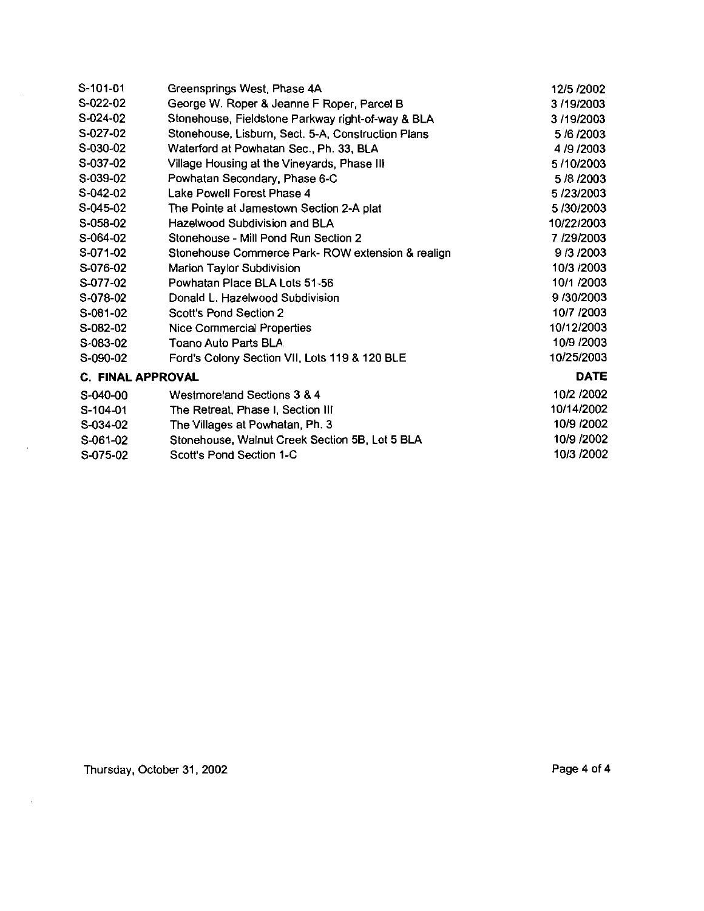| | | |
|---|---|---|
| S-101-01 | Greensprings West, Phase 4A | 12/5 /2002 |
| S-022-02 | George W. Roper & Jeanne F Roper, Parcel B | 3 /19/2003 |
| S-024-02 | Stonehouse, Fieldstone Parkway right-of-way & BLA | 3 /19/2003 |
| S-027-02 | Stonehouse, Lisburn, Sect. 5-A, Construction Plans | 5 /6 /2003 |
| S-030-02 | Waterford at Powhatan Sec., Ph. 33, BLA | 4 /9 /2003 |
| S-037-02 | Village Housing at the Vineyards, Phase III | 5 /10/2003 |
| S-039-02 | Powhatan Secondary, Phase 6-C | 5 /8 /2003 |
| S-042-02 | Lake Powell Forest Phase 4 | 5 /23/2003 |
| S-045-02 | The Pointe at Jamestown Section 2-A plat | 5 /30/2003 |
| S-058-02 | Hazelwood Subdivision and BLA | 10/22/2003 |
| S-064-02 | Stonehouse - Mill Pond Run Section 2 | 7 /29/2003 |
| S-071-02 | Stonehouse Commerce Park- ROW extension & realign | 9 /3 /2003 |
| S-076-02 | Marion Taylor Subdivision | 10/3 /2003 |
| S-077-02 | Powhatan Place BLA Lots 51-56 | 10/1 /2003 |
| S-078-02 | Donald L. Hazelwood Subdivision | 9 /30/2003 |
| S-081-02 | Scott's Pond Section 2 | 10/7 /2003 |
| S-082-02 | Nice Commercial Properties | 10/12/2003 |
| S-083-02 | Toano Auto Parts BLA | 10/9 /2003 |
| S-090-02 | Ford's Colony Section VII, Lots 119 & 120 BLE | 10/25/2003 |

| **C. FINAL APPROVAL** | | **DATE** |
|---|---|---|
| S-040-00 | Westmoreland Sections 3 & 4 | 10/2 /2002 |
| S-104-01 | The Retreat, Phase I, Section III | 10/14/2002 |
| S-034-02 | The Villages at Powhatan, Ph. 3 | 10/9 /2002 |
| S-061-02 | Stonehouse, Walnut Creek Section 5B, Lot 5 BLA | 10/9 /2002 |
| S-075-02 | Scott's Pond Section 1-C | 10/3 /2002 |

Thursday, October 31, 2002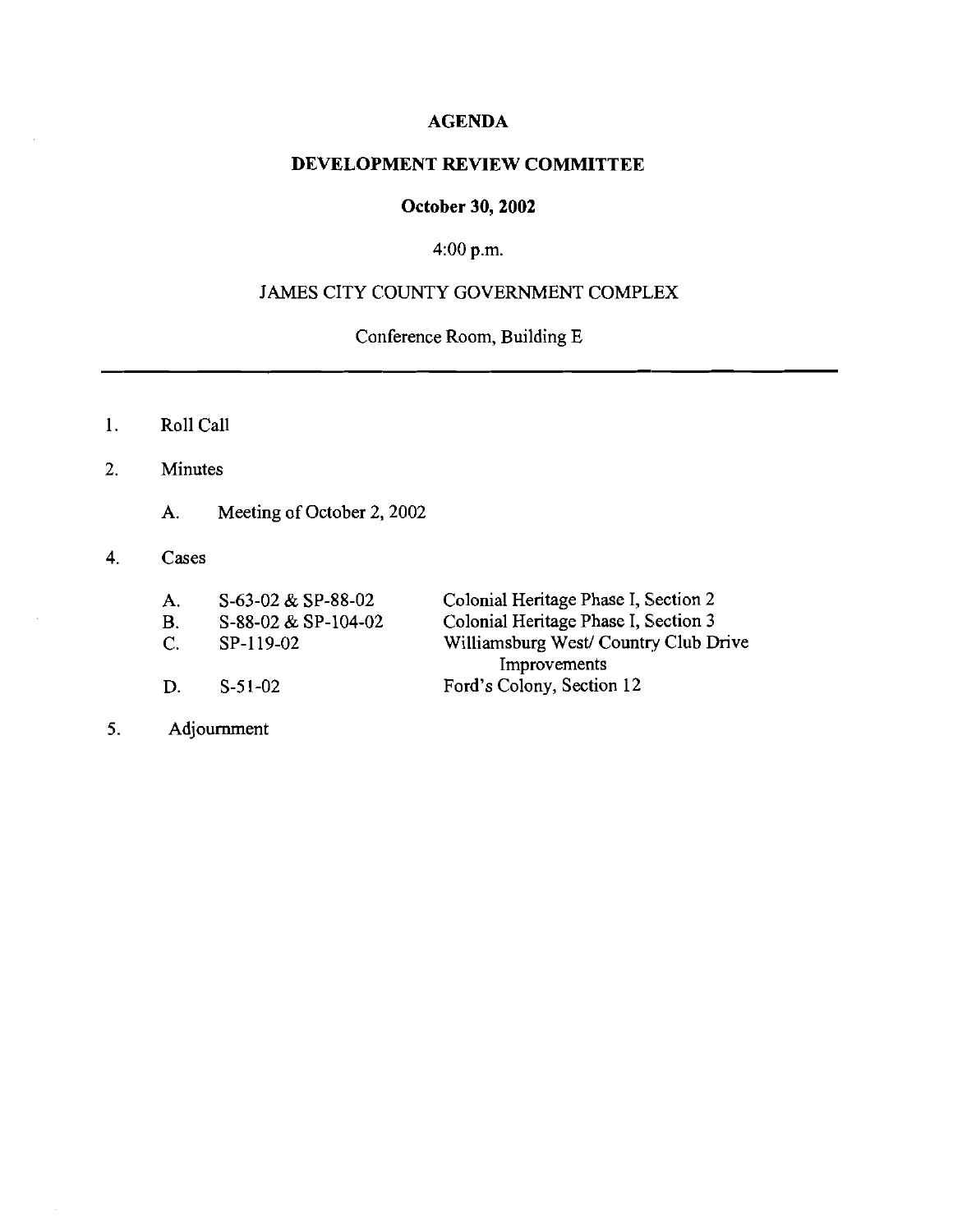# AGENDA

## DEVELOPMENT REVIEW COMMITTEE

**October 30, 2002**

4:00 p.m.

JAMES CITY COUNTY GOVERNMENT COMPLEX

Conference Room, Building E

---

1. Roll Call

2. Minutes

   A. Meeting of October 2, 2002

4. Cases

   | | | |
   |---|---|---|
   | A. | S-63-02 & SP-88-02 | Colonial Heritage Phase I, Section 2 |
   | B. | S-88-02 & SP-104-02 | Colonial Heritage Phase I, Section 3 |
   | C. | SP-119-02 | Williamsburg West/ Country Club Drive Improvements |
   | D. | S-51-02 | Ford's Colony, Section 12 |

5. Adjournment